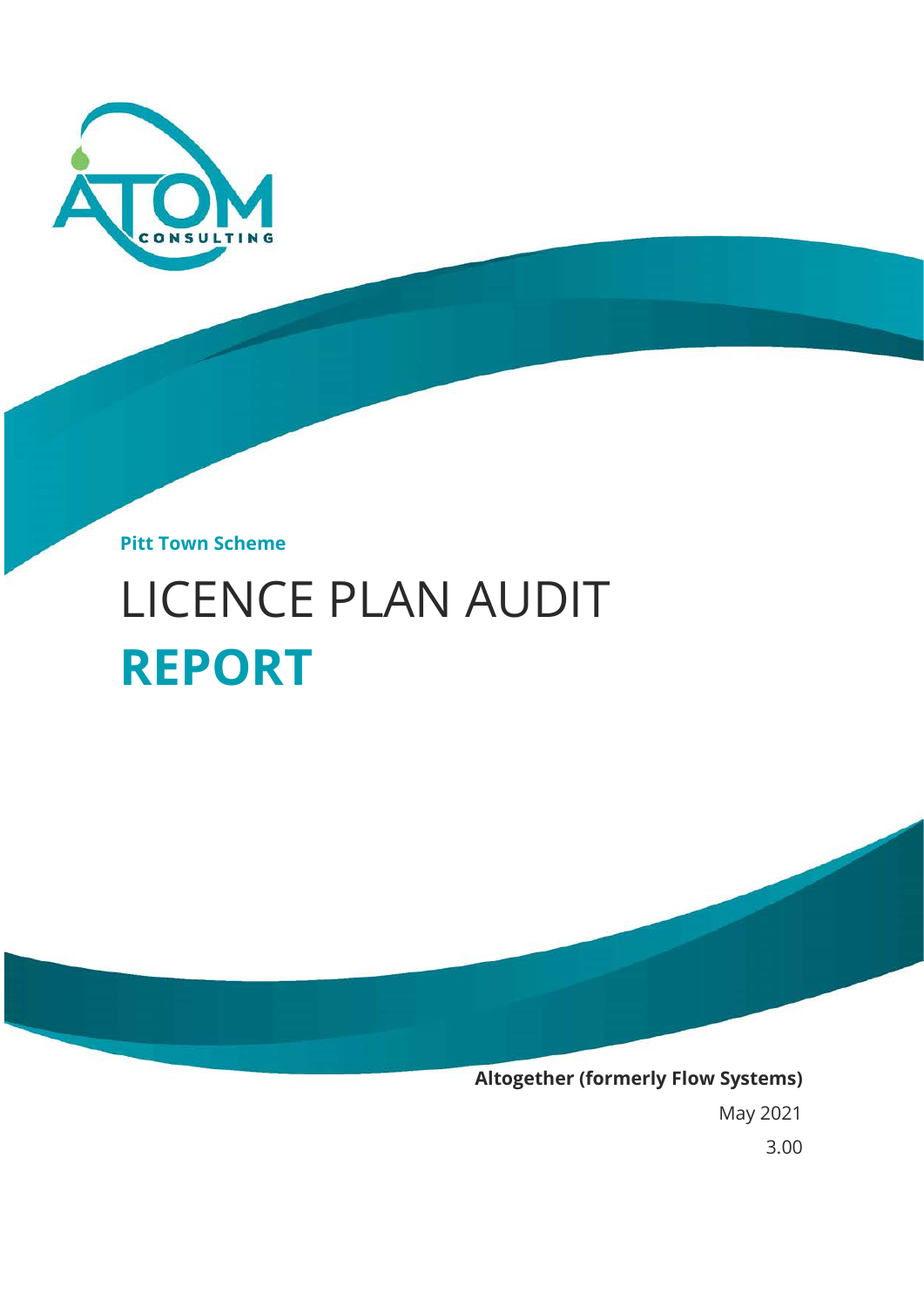ATOM CONSULTING

**Pitt Town Scheme**

# LICENCE PLAN AUDIT **REPORT**

**Altogether (formerly Flow Systems)**

May 2021

3.00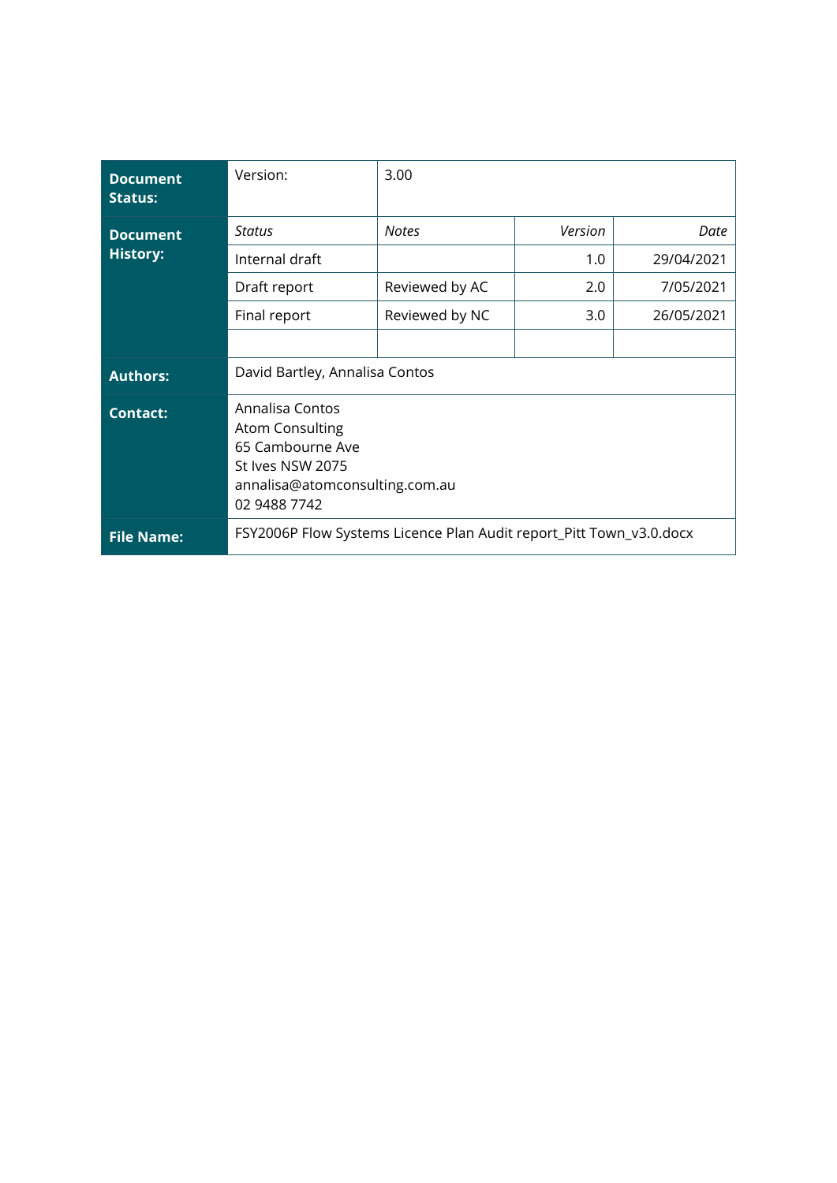| | | | | |
|---|---|---|---|---|
| **Document Status:** | Version: | 3.00 | | |
| **Document History:** | *Status* | *Notes* | *Version* | *Date* |
| | Internal draft | | 1.0 | 29/04/2021 |
| | Draft report | Reviewed by AC | 2.0 | 7/05/2021 |
| | Final report | Reviewed by NC | 3.0 | 26/05/2021 |
| | | | | |
| **Authors:** | David Bartley, Annalisa Contos | | | |
| **Contact:** | Annalisa Contos<br>Atom Consulting<br>65 Cambourne Ave<br>St Ives NSW 2075<br>annalisa@atomconsulting.com.au<br>02 9488 7742 | | | |
| **File Name:** | FSY2006P Flow Systems Licence Plan Audit report_Pitt Town_v3.0.docx | | | |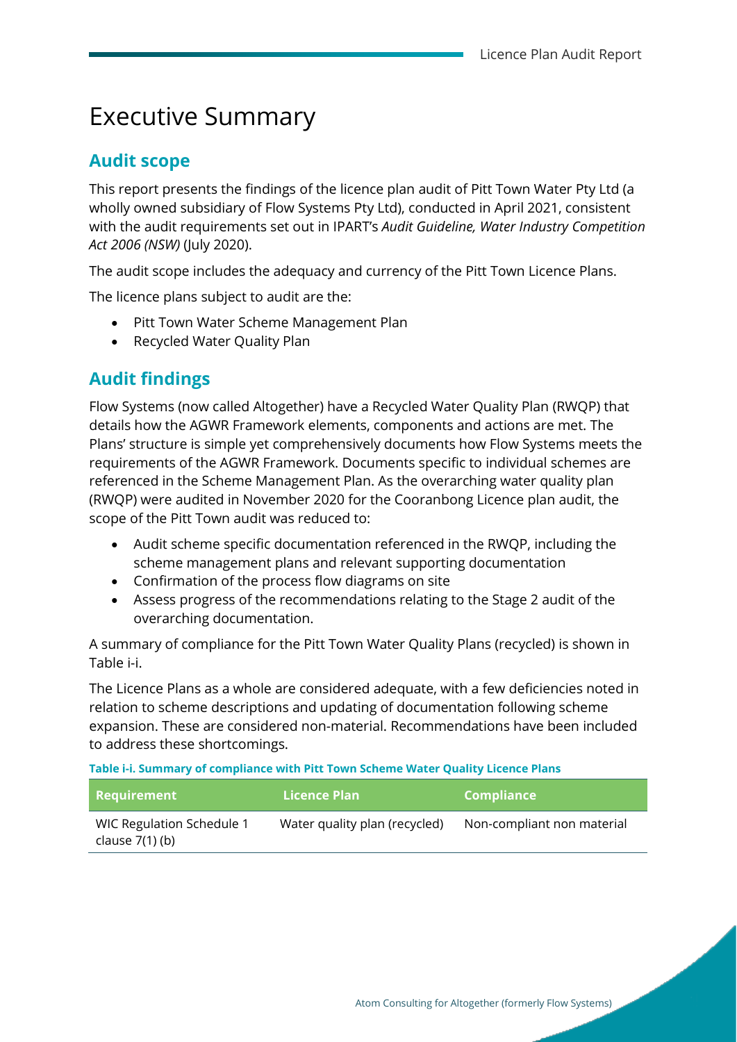# Executive Summary

## Audit scope

This report presents the findings of the licence plan audit of Pitt Town Water Pty Ltd (a wholly owned subsidiary of Flow Systems Pty Ltd), conducted in April 2021, consistent with the audit requirements set out in IPART's *Audit Guideline, Water Industry Competition Act 2006 (NSW)* (July 2020).

The audit scope includes the adequacy and currency of the Pitt Town Licence Plans.

The licence plans subject to audit are the:

- Pitt Town Water Scheme Management Plan
- Recycled Water Quality Plan

## Audit findings

Flow Systems (now called Altogether) have a Recycled Water Quality Plan (RWQP) that details how the AGWR Framework elements, components and actions are met. The Plans' structure is simple yet comprehensively documents how Flow Systems meets the requirements of the AGWR Framework. Documents specific to individual schemes are referenced in the Scheme Management Plan. As the overarching water quality plan (RWQP) were audited in November 2020 for the Cooranbong Licence plan audit, the scope of the Pitt Town audit was reduced to:

- Audit scheme specific documentation referenced in the RWQP, including the scheme management plans and relevant supporting documentation
- Confirmation of the process flow diagrams on site
- Assess progress of the recommendations relating to the Stage 2 audit of the overarching documentation.

A summary of compliance for the Pitt Town Water Quality Plans (recycled) is shown in Table i-i.

The Licence Plans as a whole are considered adequate, with a few deficiencies noted in relation to scheme descriptions and updating of documentation following scheme expansion. These are considered non-material. Recommendations have been included to address these shortcomings.

**Table i-i. Summary of compliance with Pitt Town Scheme Water Quality Licence Plans**

| Requirement | Licence Plan | Compliance |
| --- | --- | --- |
| WIC Regulation Schedule 1 clause 7(1) (b) | Water quality plan (recycled) | Non-compliant non material |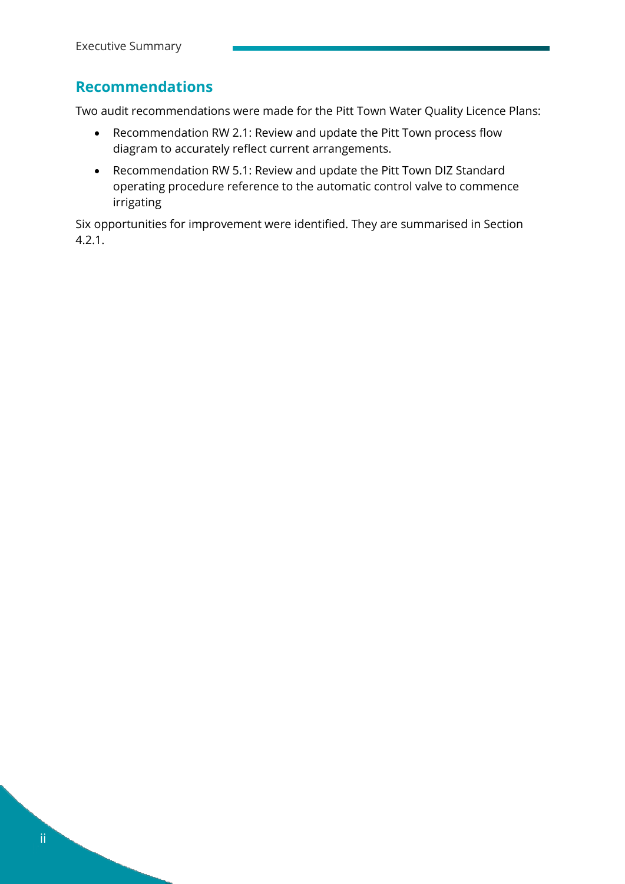## Recommendations

Two audit recommendations were made for the Pitt Town Water Quality Licence Plans:

- Recommendation RW 2.1: Review and update the Pitt Town process flow diagram to accurately reflect current arrangements.
- Recommendation RW 5.1: Review and update the Pitt Town DIZ Standard operating procedure reference to the automatic control valve to commence irrigating

Six opportunities for improvement were identified. They are summarised in Section 4.2.1.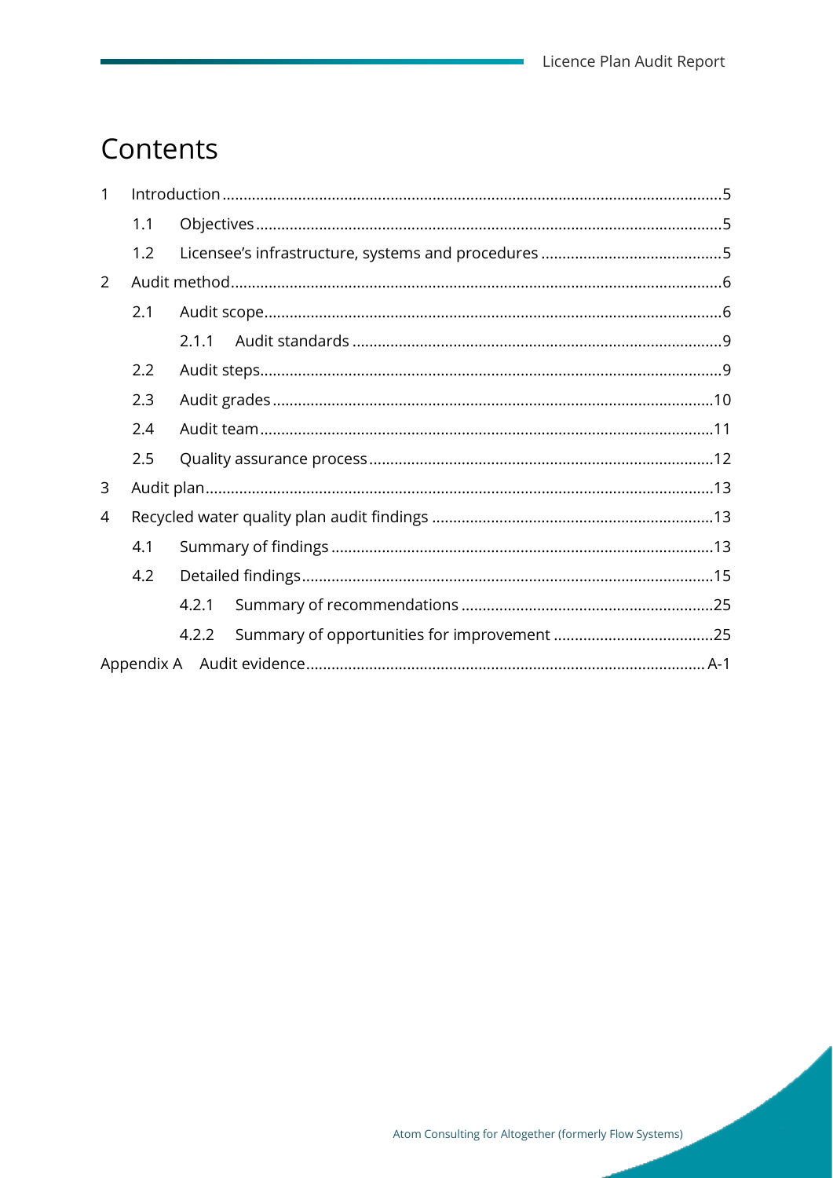# Contents

- 1 Introduction ..... 5
  - 1.1 Objectives ..... 5
  - 1.2 Licensee's infrastructure, systems and procedures ..... 5
- 2 Audit method ..... 6
  - 2.1 Audit scope ..... 6
    - 2.1.1 Audit standards ..... 9
  - 2.2 Audit steps ..... 9
  - 2.3 Audit grades ..... 10
  - 2.4 Audit team ..... 11
  - 2.5 Quality assurance process ..... 12
- 3 Audit plan ..... 13
- 4 Recycled water quality plan audit findings ..... 13
  - 4.1 Summary of findings ..... 13
  - 4.2 Detailed findings ..... 15
    - 4.2.1 Summary of recommendations ..... 25
    - 4.2.2 Summary of opportunities for improvement ..... 25
- Appendix A Audit evidence ..... A-1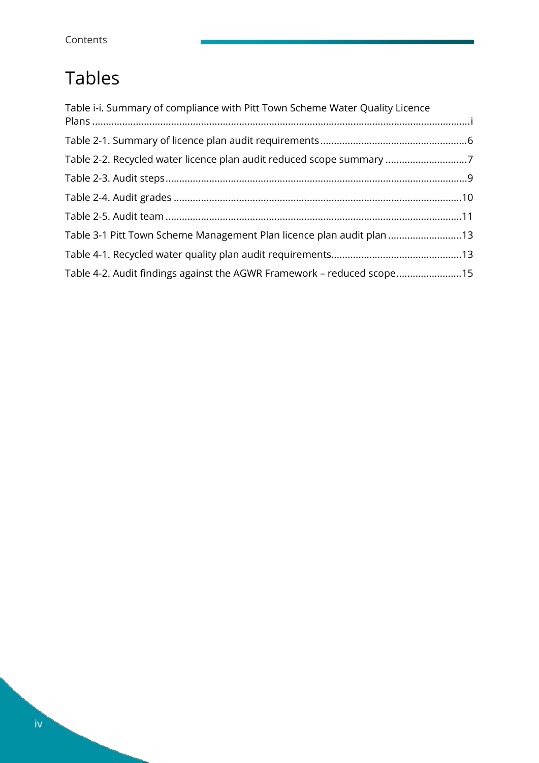# Tables

Table i-i. Summary of compliance with Pitt Town Scheme Water Quality Licence Plans ....... i

Table 2-1. Summary of licence plan audit requirements ....... 6

Table 2-2. Recycled water licence plan audit reduced scope summary ....... 7

Table 2-3. Audit steps ....... 9

Table 2-4. Audit grades ....... 10

Table 2-5. Audit team ....... 11

Table 3-1 Pitt Town Scheme Management Plan licence plan audit plan ....... 13

Table 4-1. Recycled water quality plan audit requirements ....... 13

Table 4-2. Audit findings against the AGWR Framework – reduced scope ....... 15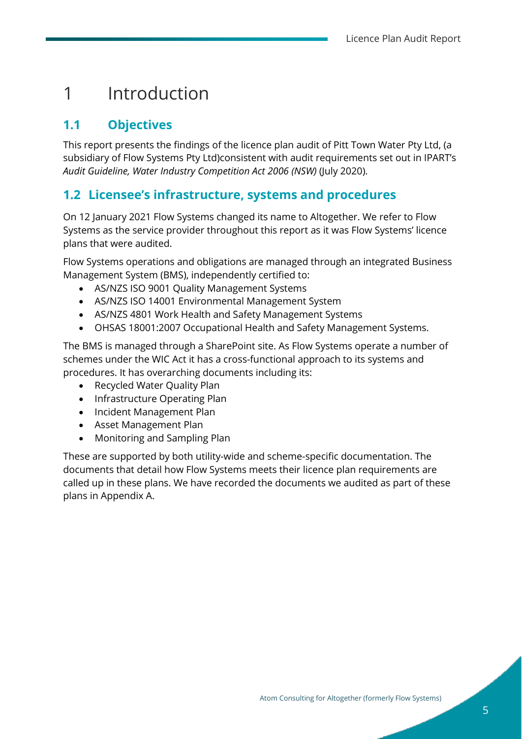# 1 Introduction

## 1.1 Objectives

This report presents the findings of the licence plan audit of Pitt Town Water Pty Ltd, (a subsidiary of Flow Systems Pty Ltd)consistent with audit requirements set out in IPART's *Audit Guideline, Water Industry Competition Act 2006 (NSW)* (July 2020).

## 1.2 Licensee's infrastructure, systems and procedures

On 12 January 2021 Flow Systems changed its name to Altogether. We refer to Flow Systems as the service provider throughout this report as it was Flow Systems' licence plans that were audited.

Flow Systems operations and obligations are managed through an integrated Business Management System (BMS), independently certified to:

- AS/NZS ISO 9001 Quality Management Systems
- AS/NZS ISO 14001 Environmental Management System
- AS/NZS 4801 Work Health and Safety Management Systems
- OHSAS 18001:2007 Occupational Health and Safety Management Systems.

The BMS is managed through a SharePoint site. As Flow Systems operate a number of schemes under the WIC Act it has a cross-functional approach to its systems and procedures. It has overarching documents including its:

- Recycled Water Quality Plan
- Infrastructure Operating Plan
- Incident Management Plan
- Asset Management Plan
- Monitoring and Sampling Plan

These are supported by both utility-wide and scheme-specific documentation. The documents that detail how Flow Systems meets their licence plan requirements are called up in these plans. We have recorded the documents we audited as part of these plans in Appendix A.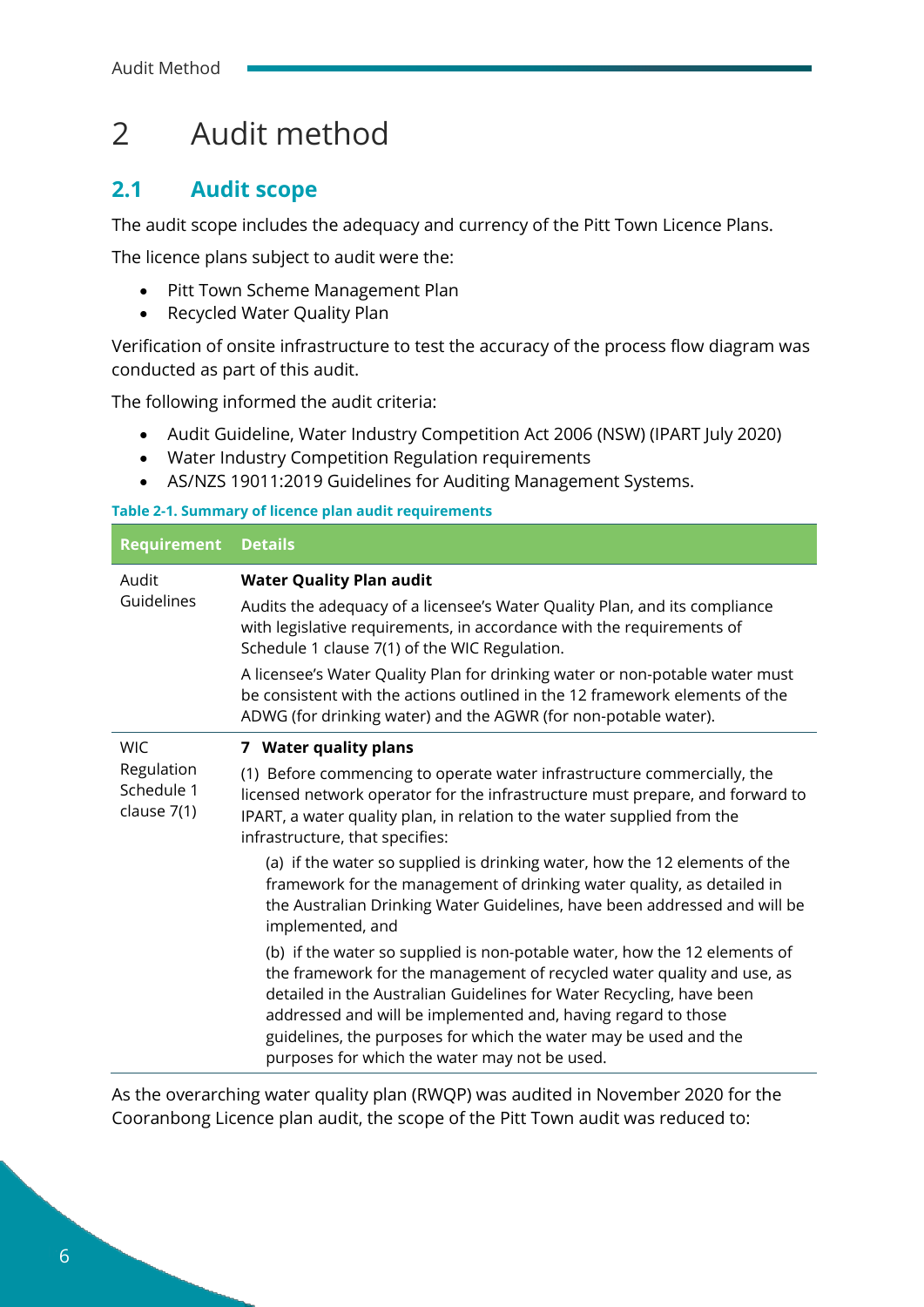# 2 Audit method

## 2.1 Audit scope

The audit scope includes the adequacy and currency of the Pitt Town Licence Plans.

The licence plans subject to audit were the:

- Pitt Town Scheme Management Plan
- Recycled Water Quality Plan

Verification of onsite infrastructure to test the accuracy of the process flow diagram was conducted as part of this audit.

The following informed the audit criteria:

- Audit Guideline, Water Industry Competition Act 2006 (NSW) (IPART July 2020)
- Water Industry Competition Regulation requirements
- AS/NZS 19011:2019 Guidelines for Auditing Management Systems.

**Table 2-1. Summary of licence plan audit requirements**

| Requirement | Details |
|---|---|
| Audit Guidelines | **Water Quality Plan audit**<br><br>Audits the adequacy of a licensee's Water Quality Plan, and its compliance with legislative requirements, in accordance with the requirements of Schedule 1 clause 7(1) of the WIC Regulation.<br><br>A licensee's Water Quality Plan for drinking water or non-potable water must be consistent with the actions outlined in the 12 framework elements of the ADWG (for drinking water) and the AGWR (for non-potable water). |
| WIC Regulation Schedule 1 clause 7(1) | **7 Water quality plans**<br><br>(1) Before commencing to operate water infrastructure commercially, the licensed network operator for the infrastructure must prepare, and forward to IPART, a water quality plan, in relation to the water supplied from the infrastructure, that specifies:<br><br>(a) if the water so supplied is drinking water, how the 12 elements of the framework for the management of drinking water quality, as detailed in the Australian Drinking Water Guidelines, have been addressed and will be implemented, and<br><br>(b) if the water so supplied is non-potable water, how the 12 elements of the framework for the management of recycled water quality and use, as detailed in the Australian Guidelines for Water Recycling, have been addressed and will be implemented and, having regard to those guidelines, the purposes for which the water may be used and the purposes for which the water may not be used. |

As the overarching water quality plan (RWQP) was audited in November 2020 for the Cooranbong Licence plan audit, the scope of the Pitt Town audit was reduced to: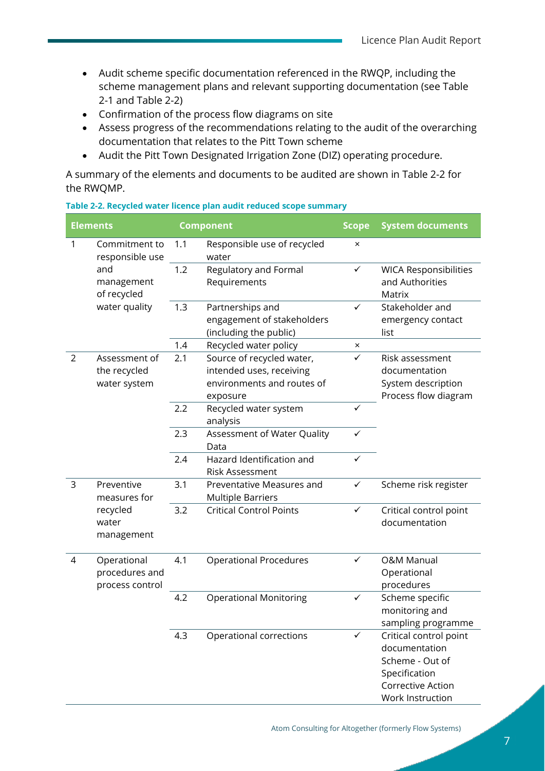- Audit scheme specific documentation referenced in the RWQP, including the scheme management plans and relevant supporting documentation (see Table 2-1 and Table 2-2)
- Confirmation of the process flow diagrams on site
- Assess progress of the recommendations relating to the audit of the overarching documentation that relates to the Pitt Town scheme
- Audit the Pitt Town Designated Irrigation Zone (DIZ) operating procedure.

A summary of the elements and documents to be audited are shown in Table 2-2 for the RWQMP.

**Table 2-2. Recycled water licence plan audit reduced scope summary**

| Elements | | Component | | Scope | System documents |
|---|---|---|---|---|---|
| 1 | Commitment to responsible use and management of recycled water quality | 1.1 | Responsible use of recycled water | × | |
| | | 1.2 | Regulatory and Formal Requirements | ✓ | WICA Responsibilities and Authorities Matrix |
| | | 1.3 | Partnerships and engagement of stakeholders (including the public) | ✓ | Stakeholder and emergency contact list |
| | | 1.4 | Recycled water policy | × | |
| 2 | Assessment of the recycled water system | 2.1 | Source of recycled water, intended uses, receiving environments and routes of exposure | ✓ | Risk assessment documentation<br>System description<br>Process flow diagram |
| | | 2.2 | Recycled water system analysis | ✓ | |
| | | 2.3 | Assessment of Water Quality Data | ✓ | |
| | | 2.4 | Hazard Identification and Risk Assessment | ✓ | |
| 3 | Preventive measures for recycled water management | 3.1 | Preventative Measures and Multiple Barriers | ✓ | Scheme risk register |
| | | 3.2 | Critical Control Points | ✓ | Critical control point documentation |
| 4 | Operational procedures and process control | 4.1 | Operational Procedures | ✓ | O&M Manual<br>Operational procedures |
| | | 4.2 | Operational Monitoring | ✓ | Scheme specific monitoring and sampling programme |
| | | 4.3 | Operational corrections | ✓ | Critical control point documentation<br>Scheme - Out of Specification Corrective Action Work Instruction |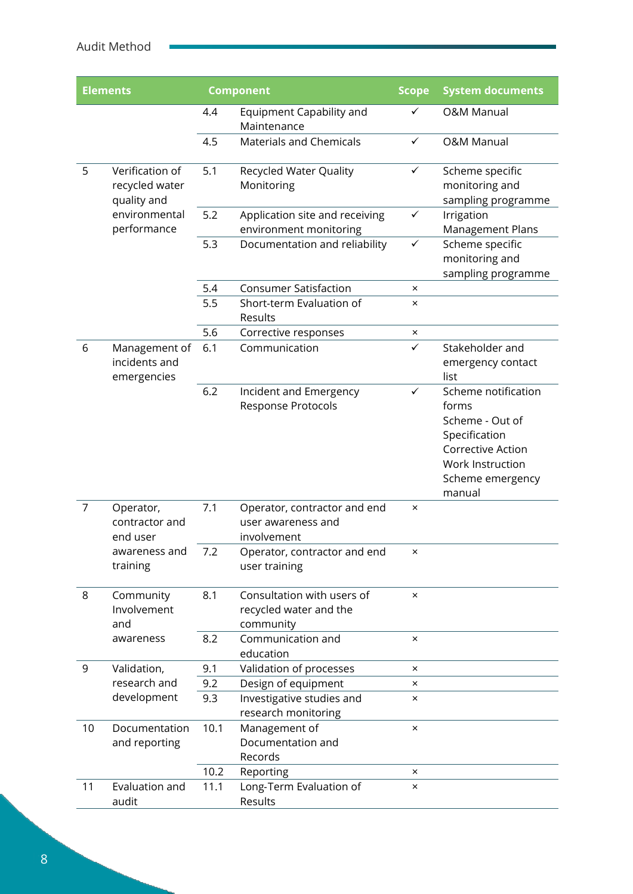| Elements | | Component | | Scope | System documents |
|---|---|---|---|---|---|
| | | 4.4 | Equipment Capability and Maintenance | ✓ | O&M Manual |
| | | 4.5 | Materials and Chemicals | ✓ | O&M Manual |
| 5 | Verification of recycled water quality and environmental performance | 5.1 | Recycled Water Quality Monitoring | ✓ | Scheme specific monitoring and sampling programme |
| | | 5.2 | Application site and receiving environment monitoring | ✓ | Irrigation Management Plans |
| | | 5.3 | Documentation and reliability | ✓ | Scheme specific monitoring and sampling programme |
| | | 5.4 | Consumer Satisfaction | × | |
| | | 5.5 | Short-term Evaluation of Results | × | |
| | | 5.6 | Corrective responses | × | |
| 6 | Management of incidents and emergencies | 6.1 | Communication | ✓ | Stakeholder and emergency contact list |
| | | 6.2 | Incident and Emergency Response Protocols | ✓ | Scheme notification forms<br>Scheme - Out of Specification Corrective Action Work Instruction<br>Scheme emergency manual |
| 7 | Operator, contractor and end user awareness and training | 7.1 | Operator, contractor and end user awareness and involvement | × | |
| | | 7.2 | Operator, contractor and end user training | × | |
| 8 | Community Involvement and awareness | 8.1 | Consultation with users of recycled water and the community | × | |
| | | 8.2 | Communication and education | × | |
| 9 | Validation, research and development | 9.1 | Validation of processes | × | |
| | | 9.2 | Design of equipment | × | |
| | | 9.3 | Investigative studies and research monitoring | × | |
| 10 | Documentation and reporting | 10.1 | Management of Documentation and Records | × | |
| | | 10.2 | Reporting | × | |
| 11 | Evaluation and audit | 11.1 | Long-Term Evaluation of Results | × | |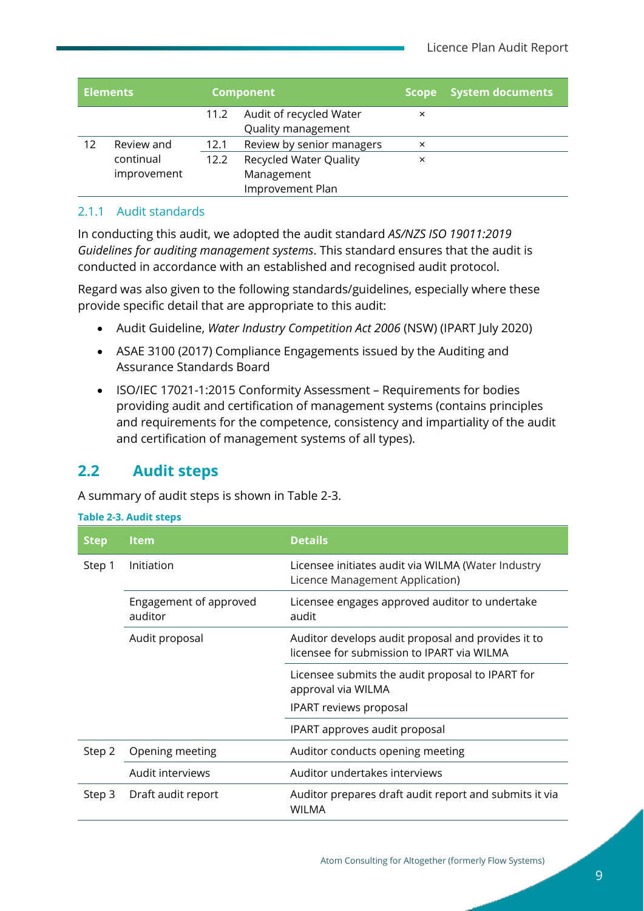| Elements | | Component | | Scope | System documents |
|---|---|---|---|---|---|
| | | 11.2 | Audit of recycled Water Quality management | × | |
| 12 | Review and continual improvement | 12.1 | Review by senior managers | × | |
| | | 12.2 | Recycled Water Quality Management Improvement Plan | × | |

### 2.1.1 Audit standards

In conducting this audit, we adopted the audit standard *AS/NZS ISO 19011:2019 Guidelines for auditing management systems*. This standard ensures that the audit is conducted in accordance with an established and recognised audit protocol.

Regard was also given to the following standards/guidelines, especially where these provide specific detail that are appropriate to this audit:

- Audit Guideline, *Water Industry Competition Act 2006* (NSW) (IPART July 2020)
- ASAE 3100 (2017) Compliance Engagements issued by the Auditing and Assurance Standards Board
- ISO/IEC 17021-1:2015 Conformity Assessment – Requirements for bodies providing audit and certification of management systems (contains principles and requirements for the competence, consistency and impartiality of the audit and certification of management systems of all types).

## 2.2 Audit steps

A summary of audit steps is shown in Table 2-3.

**Table 2-3. Audit steps**

| Step | Item | Details |
|---|---|---|
| Step 1 | Initiation | Licensee initiates audit via WILMA (Water Industry Licence Management Application) |
| | Engagement of approved auditor | Licensee engages approved auditor to undertake audit |
| | Audit proposal | Auditor develops audit proposal and provides it to licensee for submission to IPART via WILMA |
| | | Licensee submits the audit proposal to IPART for approval via WILMA<br>IPART reviews proposal |
| | | IPART approves audit proposal |
| Step 2 | Opening meeting | Auditor conducts opening meeting |
| | Audit interviews | Auditor undertakes interviews |
| Step 3 | Draft audit report | Auditor prepares draft audit report and submits it via WILMA |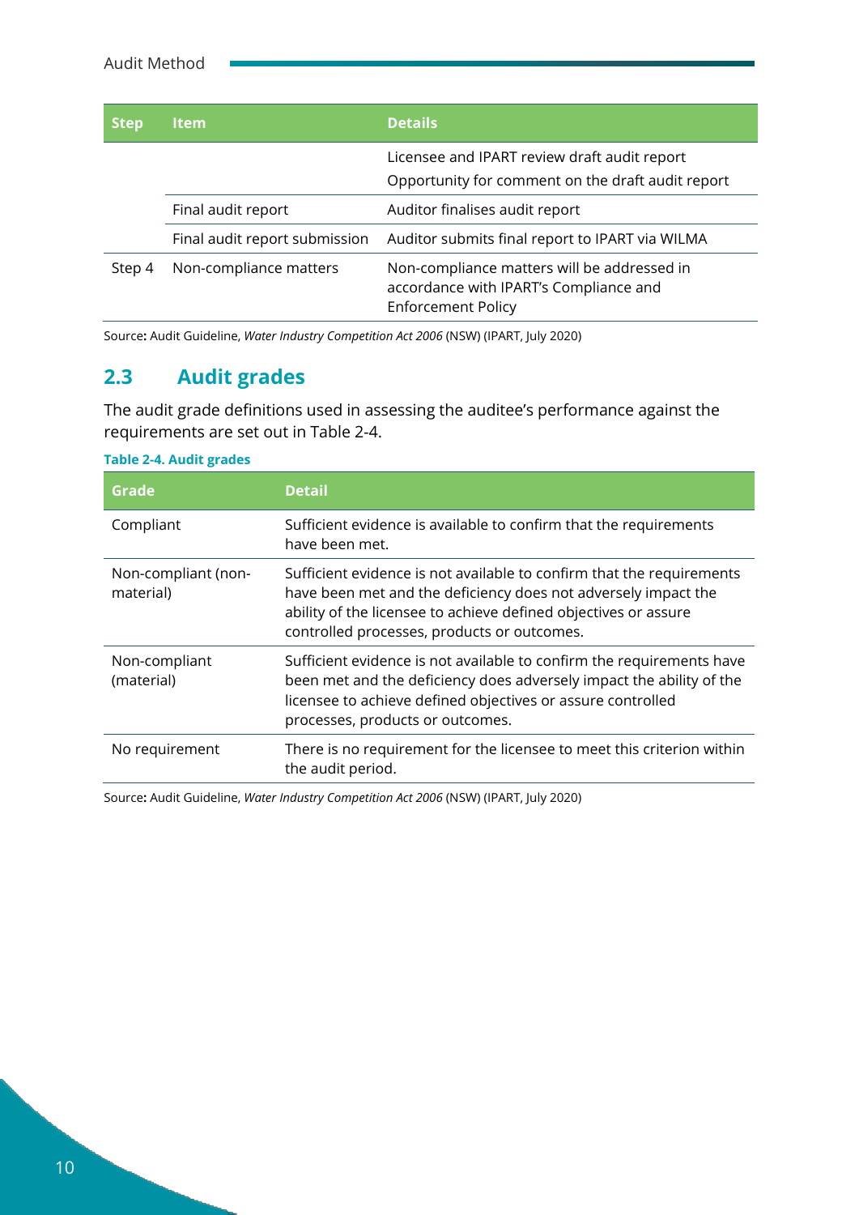| Step | Item | Details |
|---|---|---|
| | | Licensee and IPART review draft audit report<br>Opportunity for comment on the draft audit report |
| | Final audit report | Auditor finalises audit report |
| | Final audit report submission | Auditor submits final report to IPART via WILMA |
| Step 4 | Non-compliance matters | Non-compliance matters will be addressed in accordance with IPART's Compliance and Enforcement Policy |

Source**:** Audit Guideline, *Water Industry Competition Act 2006* (NSW) (IPART, July 2020)

## 2.3 Audit grades

The audit grade definitions used in assessing the auditee's performance against the requirements are set out in Table 2-4.

**Table 2-4. Audit grades**

| Grade | Detail |
|---|---|
| Compliant | Sufficient evidence is available to confirm that the requirements have been met. |
| Non-compliant (non-material) | Sufficient evidence is not available to confirm that the requirements have been met and the deficiency does not adversely impact the ability of the licensee to achieve defined objectives or assure controlled processes, products or outcomes. |
| Non-compliant (material) | Sufficient evidence is not available to confirm the requirements have been met and the deficiency does adversely impact the ability of the licensee to achieve defined objectives or assure controlled processes, products or outcomes. |
| No requirement | There is no requirement for the licensee to meet this criterion within the audit period. |

Source**:** Audit Guideline, *Water Industry Competition Act 2006* (NSW) (IPART, July 2020)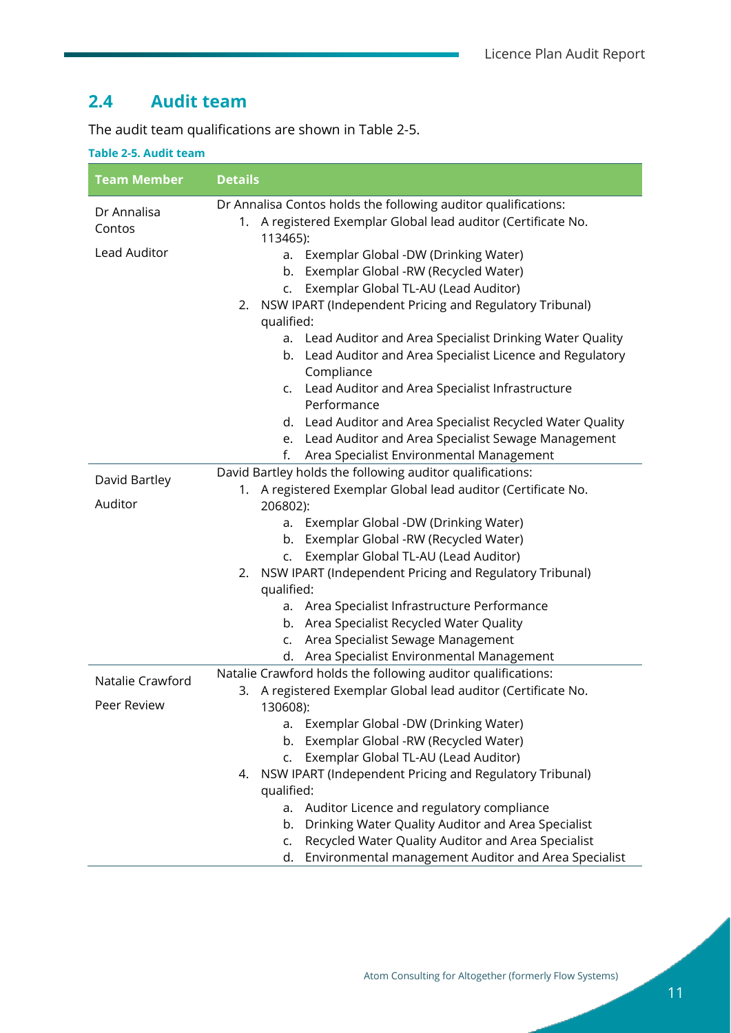## 2.4 Audit team

The audit team qualifications are shown in Table 2-5.

**Table 2-5. Audit team**

| Team Member | Details |
|---|---|
| Dr Annalisa Contos<br><br>Lead Auditor | Dr Annalisa Contos holds the following auditor qualifications:<br>1. A registered Exemplar Global lead auditor (Certificate No. 113465):<br>a. Exemplar Global -DW (Drinking Water)<br>b. Exemplar Global -RW (Recycled Water)<br>c. Exemplar Global TL-AU (Lead Auditor)<br>2. NSW IPART (Independent Pricing and Regulatory Tribunal) qualified:<br>a. Lead Auditor and Area Specialist Drinking Water Quality<br>b. Lead Auditor and Area Specialist Licence and Regulatory Compliance<br>c. Lead Auditor and Area Specialist Infrastructure Performance<br>d. Lead Auditor and Area Specialist Recycled Water Quality<br>e. Lead Auditor and Area Specialist Sewage Management<br>f. Area Specialist Environmental Management |
| David Bartley<br><br>Auditor | David Bartley holds the following auditor qualifications:<br>1. A registered Exemplar Global lead auditor (Certificate No. 206802):<br>a. Exemplar Global -DW (Drinking Water)<br>b. Exemplar Global -RW (Recycled Water)<br>c. Exemplar Global TL-AU (Lead Auditor)<br>2. NSW IPART (Independent Pricing and Regulatory Tribunal) qualified:<br>a. Area Specialist Infrastructure Performance<br>b. Area Specialist Recycled Water Quality<br>c. Area Specialist Sewage Management<br>d. Area Specialist Environmental Management |
| Natalie Crawford<br><br>Peer Review | Natalie Crawford holds the following auditor qualifications:<br>3. A registered Exemplar Global lead auditor (Certificate No. 130608):<br>a. Exemplar Global -DW (Drinking Water)<br>b. Exemplar Global -RW (Recycled Water)<br>c. Exemplar Global TL-AU (Lead Auditor)<br>4. NSW IPART (Independent Pricing and Regulatory Tribunal) qualified:<br>a. Auditor Licence and regulatory compliance<br>b. Drinking Water Quality Auditor and Area Specialist<br>c. Recycled Water Quality Auditor and Area Specialist<br>d. Environmental management Auditor and Area Specialist |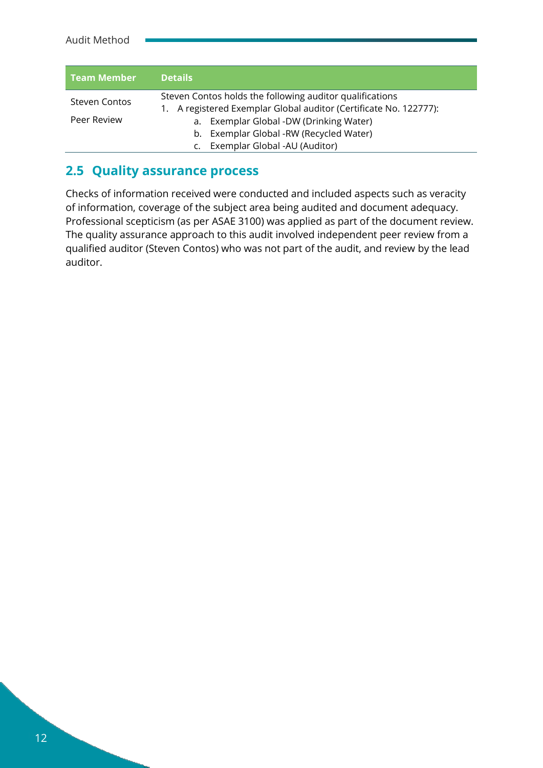| Team Member | Details |
| --- | --- |
| Steven Contos<br><br>Peer Review | Steven Contos holds the following auditor qualifications<br>1. A registered Exemplar Global auditor (Certificate No. 122777):<br>a. Exemplar Global -DW (Drinking Water)<br>b. Exemplar Global -RW (Recycled Water)<br>c. Exemplar Global -AU (Auditor) |

## 2.5 Quality assurance process

Checks of information received were conducted and included aspects such as veracity of information, coverage of the subject area being audited and document adequacy. Professional scepticism (as per ASAE 3100) was applied as part of the document review. The quality assurance approach to this audit involved independent peer review from a qualified auditor (Steven Contos) who was not part of the audit, and review by the lead auditor.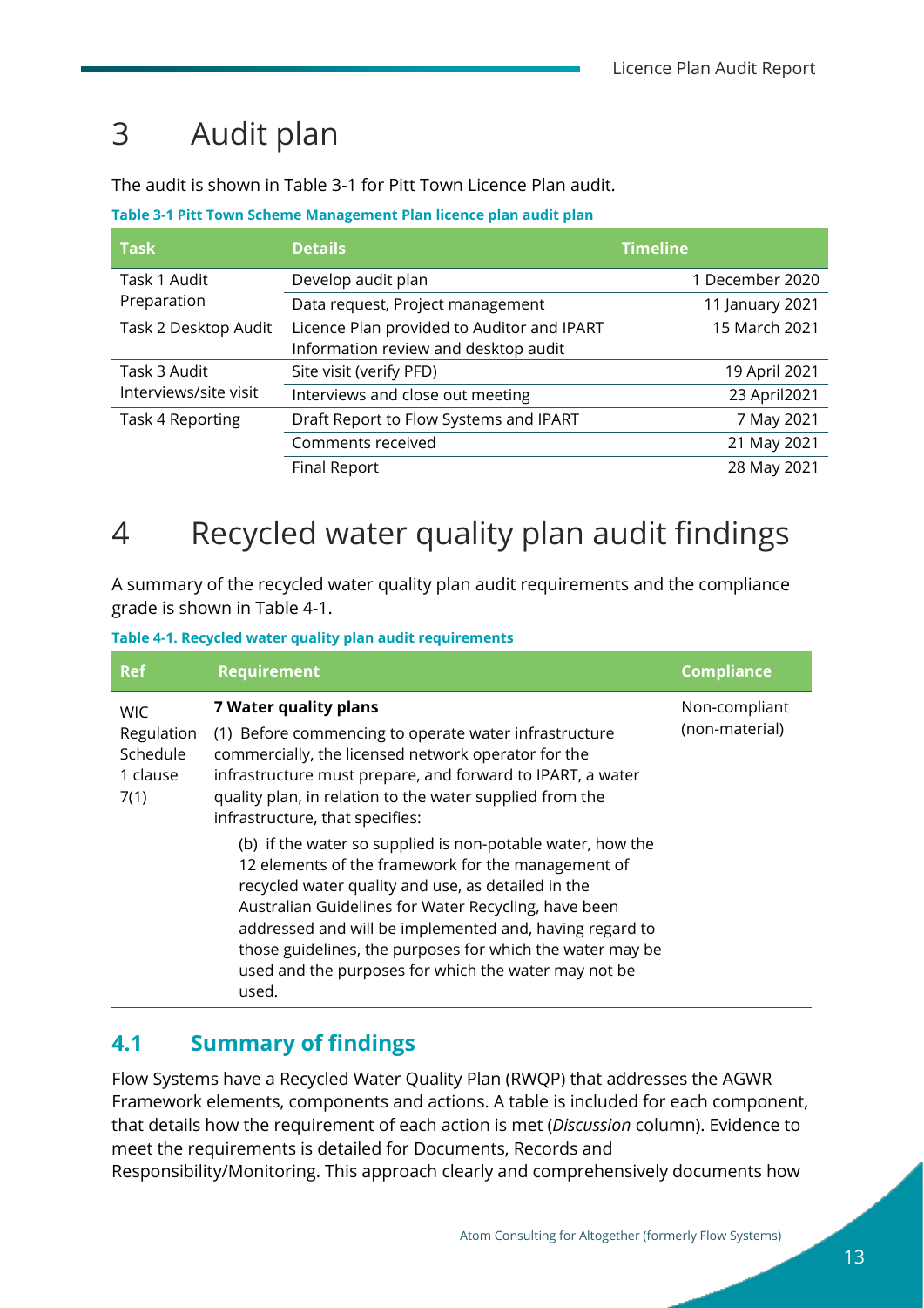# 3 Audit plan

The audit is shown in Table 3-1 for Pitt Town Licence Plan audit.

**Table 3-1 Pitt Town Scheme Management Plan licence plan audit plan**

| Task | Details | Timeline |
|---|---|---|
| Task 1 Audit Preparation | Develop audit plan | 1 December 2020 |
| | Data request, Project management | 11 January 2021 |
| Task 2 Desktop Audit | Licence Plan provided to Auditor and IPART Information review and desktop audit | 15 March 2021 |
| Task 3 Audit Interviews/site visit | Site visit (verify PFD) | 19 April 2021 |
| | Interviews and close out meeting | 23 April2021 |
| Task 4 Reporting | Draft Report to Flow Systems and IPART | 7 May 2021 |
| | Comments received | 21 May 2021 |
| | Final Report | 28 May 2021 |

# 4 Recycled water quality plan audit findings

A summary of the recycled water quality plan audit requirements and the compliance grade is shown in Table 4-1.

**Table 4-1. Recycled water quality plan audit requirements**

| Ref | Requirement | Compliance |
|---|---|---|
| WIC Regulation Schedule 1 clause 7(1) | **7 Water quality plans**<br>(1) Before commencing to operate water infrastructure commercially, the licensed network operator for the infrastructure must prepare, and forward to IPART, a water quality plan, in relation to the water supplied from the infrastructure, that specifies:<br>(b) if the water so supplied is non-potable water, how the 12 elements of the framework for the management of recycled water quality and use, as detailed in the Australian Guidelines for Water Recycling, have been addressed and will be implemented and, having regard to those guidelines, the purposes for which the water may be used and the purposes for which the water may not be used. | Non-compliant (non-material) |

## 4.1 Summary of findings

Flow Systems have a Recycled Water Quality Plan (RWQP) that addresses the AGWR Framework elements, components and actions. A table is included for each component, that details how the requirement of each action is met (*Discussion* column). Evidence to meet the requirements is detailed for Documents, Records and Responsibility/Monitoring. This approach clearly and comprehensively documents how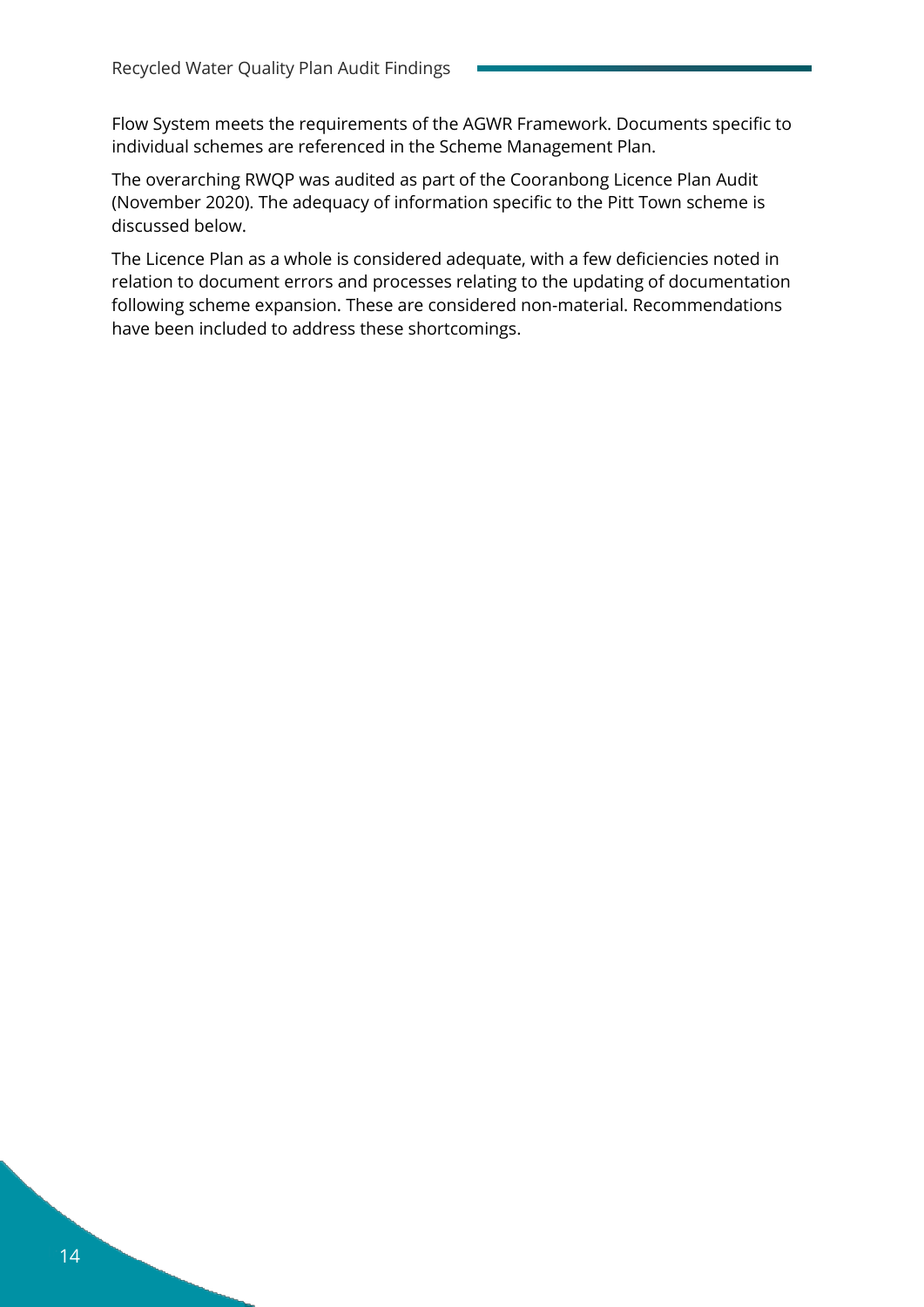Flow System meets the requirements of the AGWR Framework. Documents specific to individual schemes are referenced in the Scheme Management Plan.

The overarching RWQP was audited as part of the Cooranbong Licence Plan Audit (November 2020). The adequacy of information specific to the Pitt Town scheme is discussed below.

The Licence Plan as a whole is considered adequate, with a few deficiencies noted in relation to document errors and processes relating to the updating of documentation following scheme expansion. These are considered non-material. Recommendations have been included to address these shortcomings.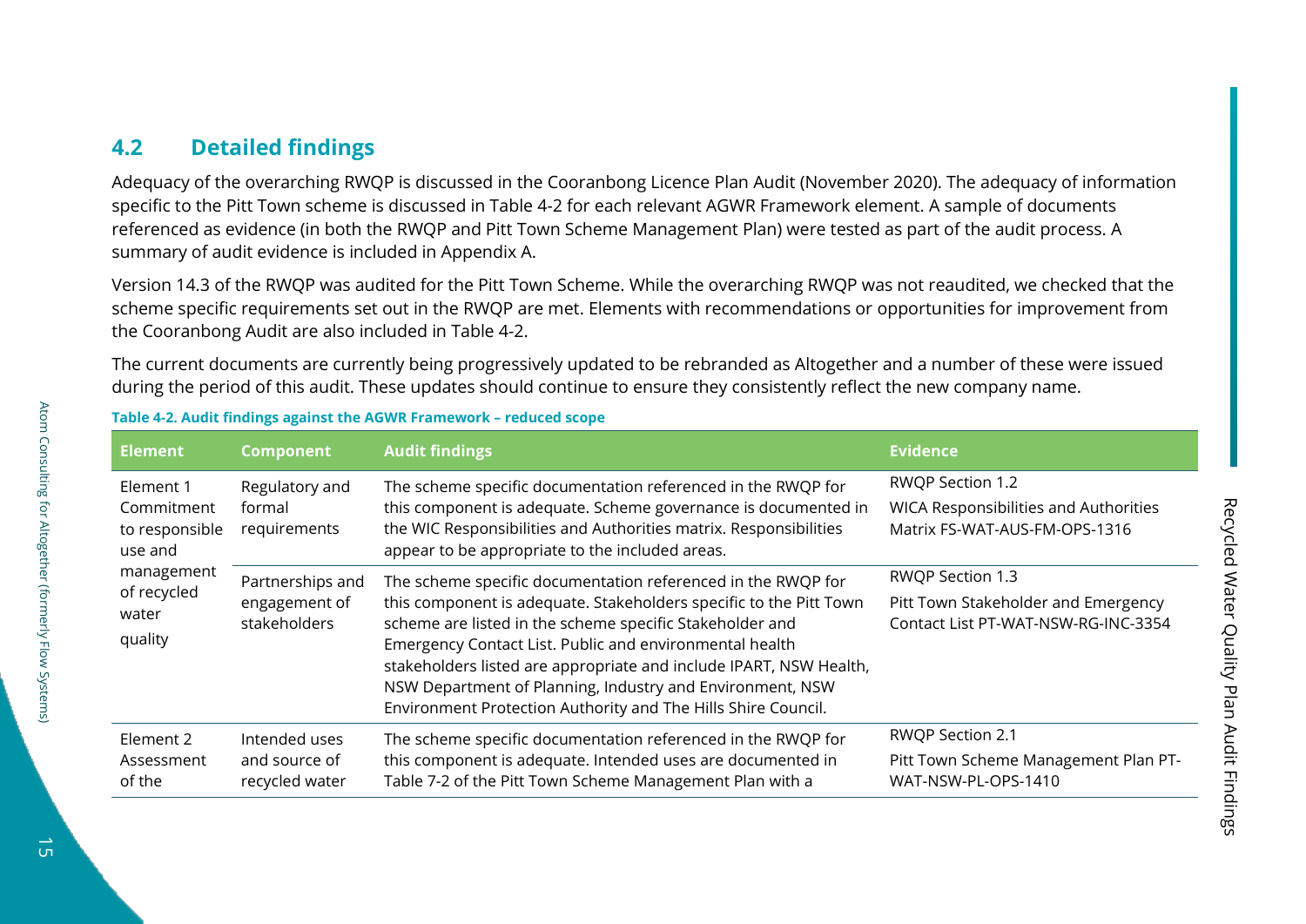## 4.2 Detailed findings

Adequacy of the overarching RWQP is discussed in the Cooranbong Licence Plan Audit (November 2020). The adequacy of information specific to the Pitt Town scheme is discussed in Table 4-2 for each relevant AGWR Framework element. A sample of documents referenced as evidence (in both the RWQP and Pitt Town Scheme Management Plan) were tested as part of the audit process. A summary of audit evidence is included in Appendix A.

Version 14.3 of the RWQP was audited for the Pitt Town Scheme. While the overarching RWQP was not reaudited, we checked that the scheme specific requirements set out in the RWQP are met. Elements with recommendations or opportunities for improvement from the Cooranbong Audit are also included in Table 4-2.

The current documents are currently being progressively updated to be rebranded as Altogether and a number of these were issued during the period of this audit. These updates should continue to ensure they consistently reflect the new company name.

**Table 4-2. Audit findings against the AGWR Framework – reduced scope**

| Element | Component | Audit findings | Evidence |
|---|---|---|---|
| Element 1 Commitment to responsible use and management of recycled water quality | Regulatory and formal requirements | The scheme specific documentation referenced in the RWQP for this component is adequate. Scheme governance is documented in the WIC Responsibilities and Authorities matrix. Responsibilities appear to be appropriate to the included areas. | RWQP Section 1.2<br>WICA Responsibilities and Authorities Matrix FS-WAT-AUS-FM-OPS-1316 |
| | Partnerships and engagement of stakeholders | The scheme specific documentation referenced in the RWQP for this component is adequate. Stakeholders specific to the Pitt Town scheme are listed in the scheme specific Stakeholder and Emergency Contact List. Public and environmental health stakeholders listed are appropriate and include IPART, NSW Health, NSW Department of Planning, Industry and Environment, NSW Environment Protection Authority and The Hills Shire Council. | RWQP Section 1.3<br>Pitt Town Stakeholder and Emergency Contact List PT-WAT-NSW-RG-INC-3354 |
| Element 2 Assessment of the | Intended uses and source of recycled water | The scheme specific documentation referenced in the RWQP for this component is adequate. Intended uses are documented in Table 7-2 of the Pitt Town Scheme Management Plan with a | RWQP Section 2.1<br>Pitt Town Scheme Management Plan PT-WAT-NSW-PL-OPS-1410 |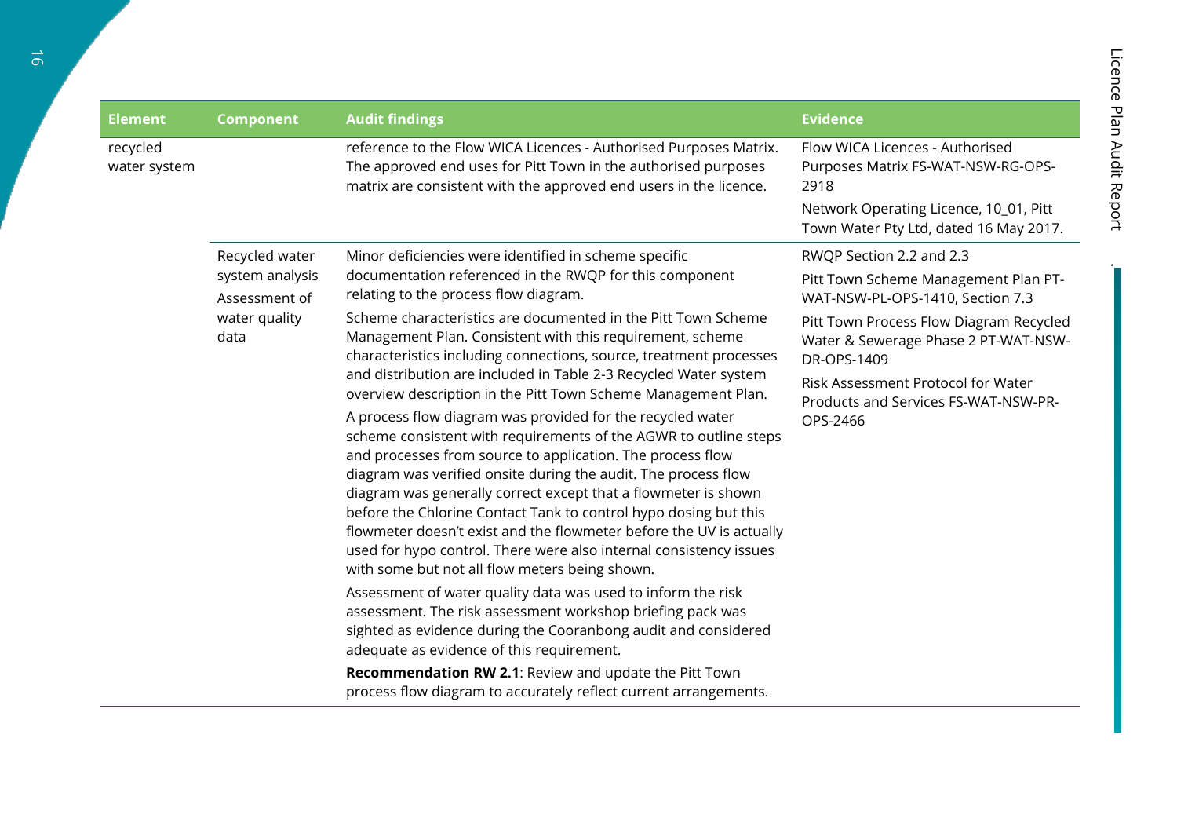| Element | Component | Audit findings | Evidence |
|---|---|---|---|
| recycled water system | | reference to the Flow WICA Licences - Authorised Purposes Matrix. The approved end uses for Pitt Town in the authorised purposes matrix are consistent with the approved end users in the licence. | Flow WICA Licences - Authorised Purposes Matrix FS-WAT-NSW-RG-OPS-2918<br><br>Network Operating Licence, 10_01, Pitt Town Water Pty Ltd, dated 16 May 2017. |
| | Recycled water system analysis<br><br>Assessment of water quality data | Minor deficiencies were identified in scheme specific documentation referenced in the RWQP for this component relating to the process flow diagram.<br><br>Scheme characteristics are documented in the Pitt Town Scheme Management Plan. Consistent with this requirement, scheme characteristics including connections, source, treatment processes and distribution are included in Table 2-3 Recycled Water system overview description in the Pitt Town Scheme Management Plan.<br><br>A process flow diagram was provided for the recycled water scheme consistent with requirements of the AGWR to outline steps and processes from source to application. The process flow diagram was verified onsite during the audit. The process flow diagram was generally correct except that a flowmeter is shown before the Chlorine Contact Tank to control hypo dosing but this flowmeter doesn't exist and the flowmeter before the UV is actually used for hypo control. There were also internal consistency issues with some but not all flow meters being shown.<br><br>Assessment of water quality data was used to inform the risk assessment. The risk assessment workshop briefing pack was sighted as evidence during the Cooranbong audit and considered adequate as evidence of this requirement.<br><br>**Recommendation RW 2.1**: Review and update the Pitt Town process flow diagram to accurately reflect current arrangements. | RWQP Section 2.2 and 2.3<br><br>Pitt Town Scheme Management Plan PT-WAT-NSW-PL-OPS-1410, Section 7.3<br><br>Pitt Town Process Flow Diagram Recycled Water & Sewerage Phase 2 PT-WAT-NSW-DR-OPS-1409<br><br>Risk Assessment Protocol for Water Products and Services FS-WAT-NSW-PR-OPS-2466 |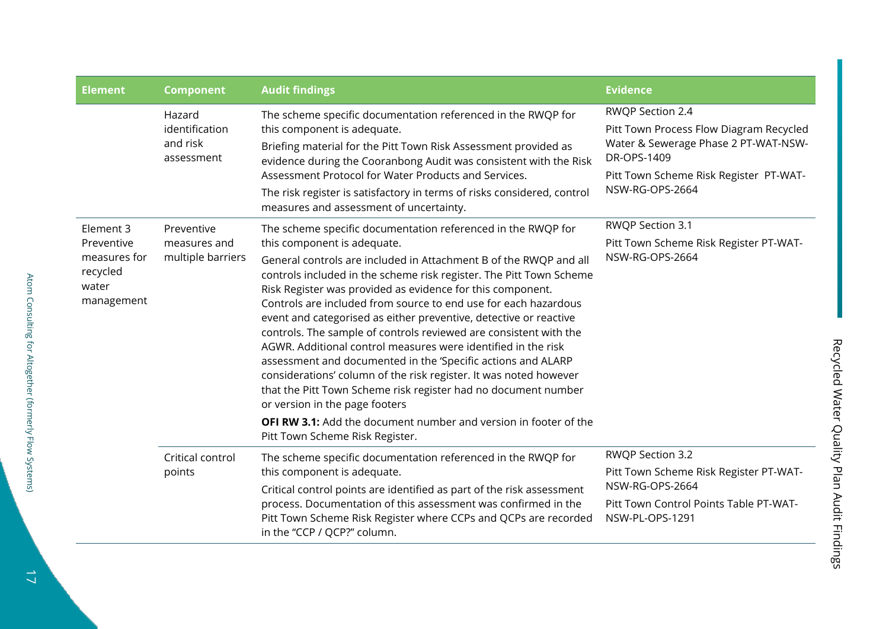| Element | Component | Audit findings | Evidence |
|---|---|---|---|
| | Hazard identification and risk assessment | The scheme specific documentation referenced in the RWQP for this component is adequate.<br>Briefing material for the Pitt Town Risk Assessment provided as evidence during the Cooranbong Audit was consistent with the Risk Assessment Protocol for Water Products and Services.<br>The risk register is satisfactory in terms of risks considered, control measures and assessment of uncertainty. | RWQP Section 2.4<br>Pitt Town Process Flow Diagram Recycled Water & Sewerage Phase 2 PT-WAT-NSW-DR-OPS-1409<br>Pitt Town Scheme Risk Register PT-WAT-NSW-RG-OPS-2664 |
| Element 3 Preventive measures for recycled water management | Preventive measures and multiple barriers | The scheme specific documentation referenced in the RWQP for this component is adequate.<br>General controls are included in Attachment B of the RWQP and all controls included in the scheme risk register. The Pitt Town Scheme Risk Register was provided as evidence for this component. Controls are included from source to end use for each hazardous event and categorised as either preventive, detective or reactive controls. The sample of controls reviewed are consistent with the AGWR. Additional control measures were identified in the risk assessment and documented in the 'Specific actions and ALARP considerations' column of the risk register. It was noted however that the Pitt Town Scheme risk register had no document number or version in the page footers<br>**OFI RW 3.1:** Add the document number and version in footer of the Pitt Town Scheme Risk Register. | RWQP Section 3.1<br>Pitt Town Scheme Risk Register PT-WAT-NSW-RG-OPS-2664 |
| | Critical control points | The scheme specific documentation referenced in the RWQP for this component is adequate.<br>Critical control points are identified as part of the risk assessment process. Documentation of this assessment was confirmed in the Pitt Town Scheme Risk Register where CCPs and QCPs are recorded in the "CCP / QCP?" column. | RWQP Section 3.2<br>Pitt Town Scheme Risk Register PT-WAT-NSW-RG-OPS-2664<br>Pitt Town Control Points Table PT-WAT-NSW-PL-OPS-1291 |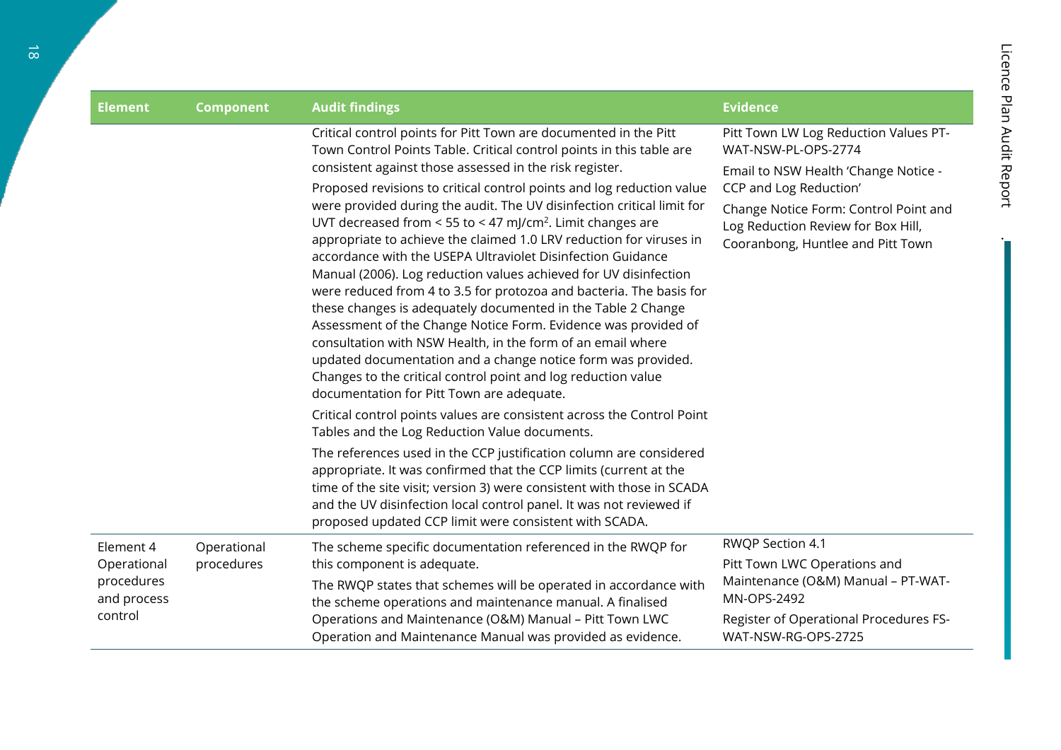| Element | Component | Audit findings | Evidence |
| --- | --- | --- | --- |
| | | Critical control points for Pitt Town are documented in the Pitt Town Control Points Table. Critical control points in this table are consistent against those assessed in the risk register.<br><br>Proposed revisions to critical control points and log reduction value were provided during the audit. The UV disinfection critical limit for UVT decreased from < 55 to < 47 mJ/cm$^2$. Limit changes are appropriate to achieve the claimed 1.0 LRV reduction for viruses in accordance with the USEPA Ultraviolet Disinfection Guidance Manual (2006). Log reduction values achieved for UV disinfection were reduced from 4 to 3.5 for protozoa and bacteria. The basis for these changes is adequately documented in the Table 2 Change Assessment of the Change Notice Form. Evidence was provided of consultation with NSW Health, in the form of an email where updated documentation and a change notice form was provided. Changes to the critical control point and log reduction value documentation for Pitt Town are adequate.<br><br>Critical control points values are consistent across the Control Point Tables and the Log Reduction Value documents.<br><br>The references used in the CCP justification column are considered appropriate. It was confirmed that the CCP limits (current at the time of the site visit; version 3) were consistent with those in SCADA and the UV disinfection local control panel. It was not reviewed if proposed updated CCP limit were consistent with SCADA. | Pitt Town LW Log Reduction Values PT-WAT-NSW-PL-OPS-2774<br><br>Email to NSW Health 'Change Notice - CCP and Log Reduction'<br><br>Change Notice Form: Control Point and Log Reduction Review for Box Hill, Cooranbong, Huntlee and Pitt Town |
| Element 4 Operational procedures and process control | Operational procedures | The scheme specific documentation referenced in the RWQP for this component is adequate.<br><br>The RWQP states that schemes will be operated in accordance with the scheme operations and maintenance manual. A finalised Operations and Maintenance (O&M) Manual – Pitt Town LWC Operation and Maintenance Manual was provided as evidence. | RWQP Section 4.1<br><br>Pitt Town LWC Operations and Maintenance (O&M) Manual – PT-WAT-MN-OPS-2492<br><br>Register of Operational Procedures FS-WAT-NSW-RG-OPS-2725 |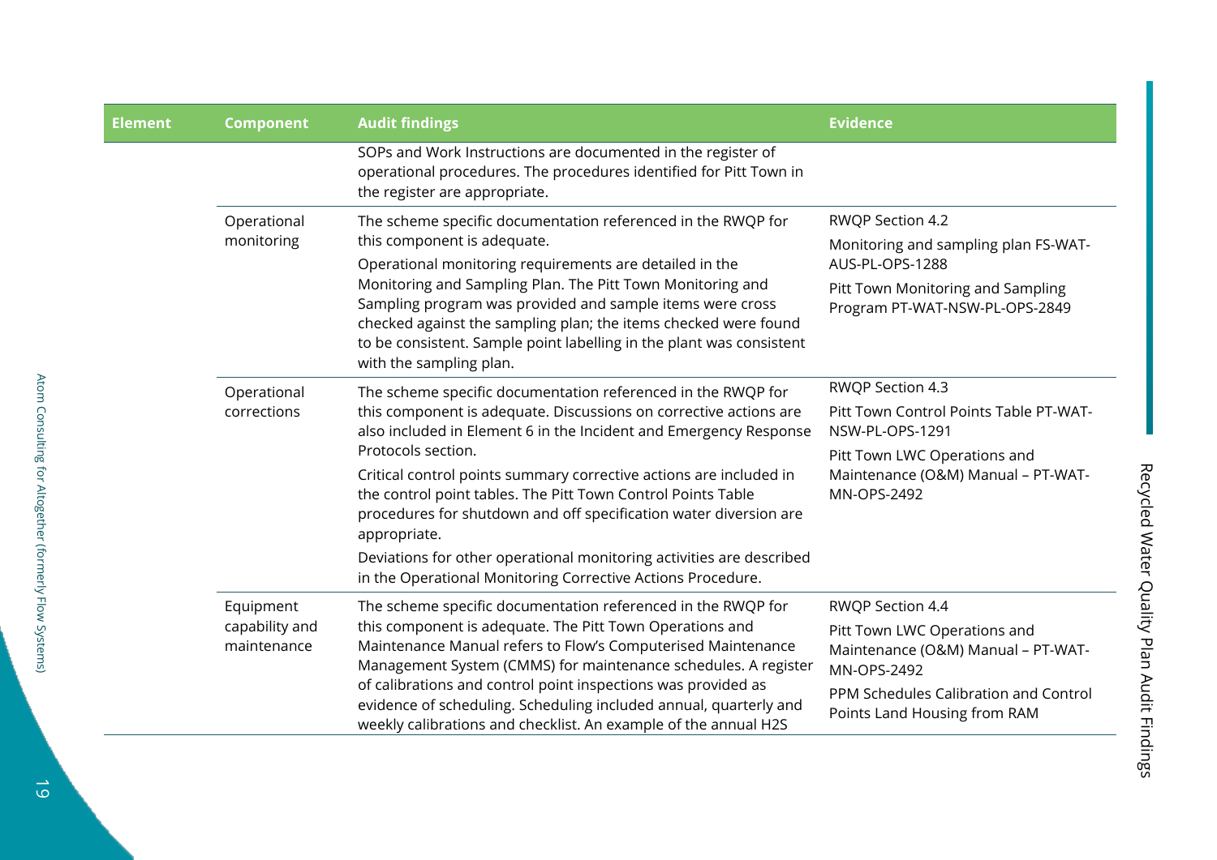| Element | Component | Audit findings | Evidence |
|---|---|---|---|
| | | SOPs and Work Instructions are documented in the register of operational procedures. The procedures identified for Pitt Town in the register are appropriate. | |
| | Operational monitoring | The scheme specific documentation referenced in the RWQP for this component is adequate.<br><br>Operational monitoring requirements are detailed in the Monitoring and Sampling Plan. The Pitt Town Monitoring and Sampling program was provided and sample items were cross checked against the sampling plan; the items checked were found to be consistent. Sample point labelling in the plant was consistent with the sampling plan. | RWQP Section 4.2<br><br>Monitoring and sampling plan FS-WAT-AUS-PL-OPS-1288<br><br>Pitt Town Monitoring and Sampling Program PT-WAT-NSW-PL-OPS-2849 |
| | Operational corrections | The scheme specific documentation referenced in the RWQP for this component is adequate. Discussions on corrective actions are also included in Element 6 in the Incident and Emergency Response Protocols section.<br><br>Critical control points summary corrective actions are included in the control point tables. The Pitt Town Control Points Table procedures for shutdown and off specification water diversion are appropriate.<br><br>Deviations for other operational monitoring activities are described in the Operational Monitoring Corrective Actions Procedure. | RWQP Section 4.3<br><br>Pitt Town Control Points Table PT-WAT-NSW-PL-OPS-1291<br><br>Pitt Town LWC Operations and Maintenance (O&M) Manual – PT-WAT-MN-OPS-2492 |
| | Equipment capability and maintenance | The scheme specific documentation referenced in the RWQP for this component is adequate. The Pitt Town Operations and Maintenance Manual refers to Flow's Computerised Maintenance Management System (CMMS) for maintenance schedules. A register of calibrations and control point inspections was provided as evidence of scheduling. Scheduling included annual, quarterly and weekly calibrations and checklist. An example of the annual H2S | RWQP Section 4.4<br><br>Pitt Town LWC Operations and Maintenance (O&M) Manual – PT-WAT-MN-OPS-2492<br><br>PPM Schedules Calibration and Control Points Land Housing from RAM |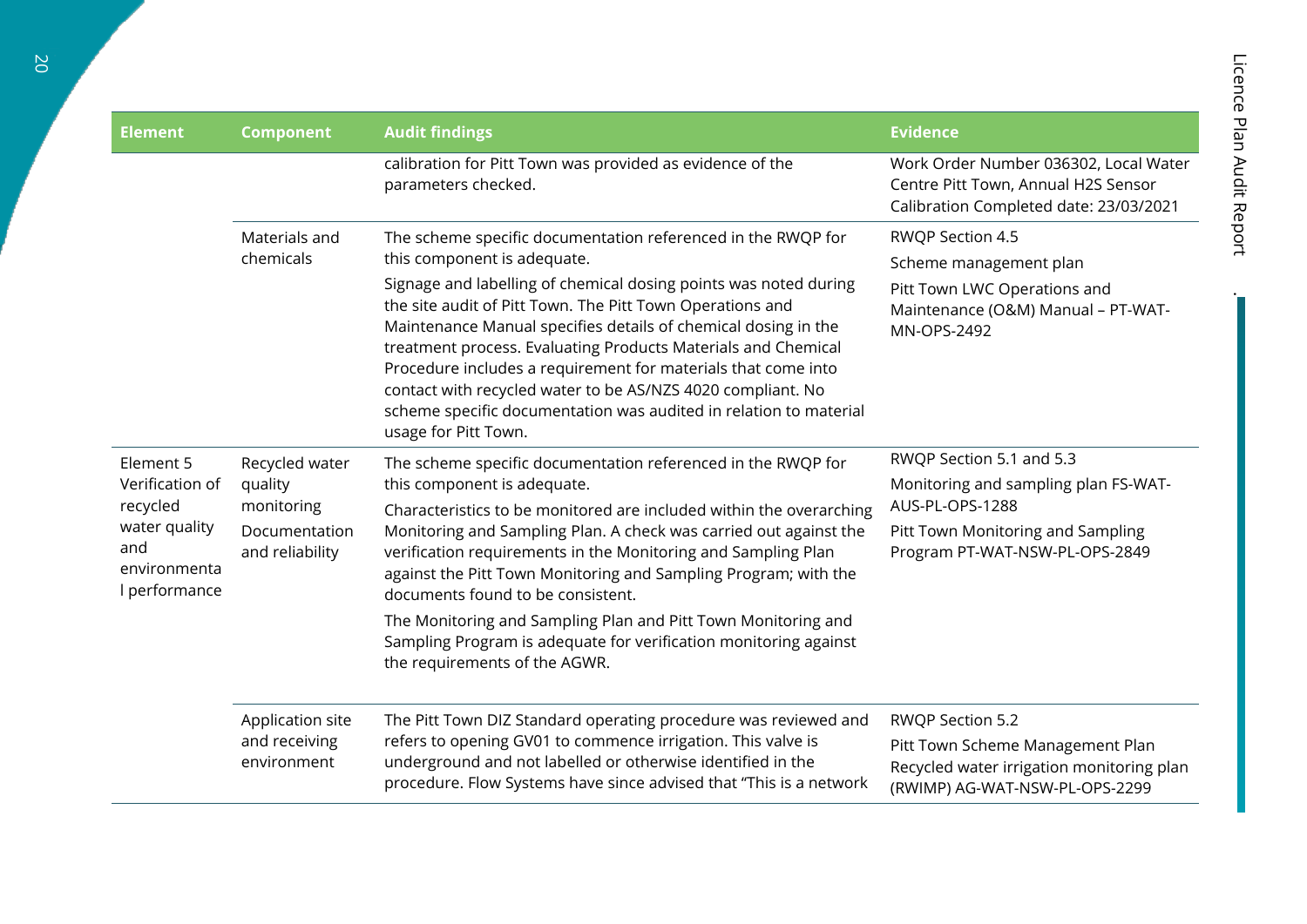| Element | Component | Audit findings | Evidence |
| --- | --- | --- | --- |
| | | calibration for Pitt Town was provided as evidence of the parameters checked. | Work Order Number 036302, Local Water Centre Pitt Town, Annual H2S Sensor Calibration Completed date: 23/03/2021 |
| | Materials and chemicals | The scheme specific documentation referenced in the RWQP for this component is adequate.<br><br>Signage and labelling of chemical dosing points was noted during the site audit of Pitt Town. The Pitt Town Operations and Maintenance Manual specifies details of chemical dosing in the treatment process. Evaluating Products Materials and Chemical Procedure includes a requirement for materials that come into contact with recycled water to be AS/NZS 4020 compliant. No scheme specific documentation was audited in relation to material usage for Pitt Town. | RWQP Section 4.5<br><br>Scheme management plan<br><br>Pitt Town LWC Operations and Maintenance (O&M) Manual – PT-WAT-MN-OPS-2492 |
| Element 5 Verification of recycled water quality and environmental performance | Recycled water quality monitoring<br><br>Documentation and reliability | The scheme specific documentation referenced in the RWQP for this component is adequate.<br><br>Characteristics to be monitored are included within the overarching Monitoring and Sampling Plan. A check was carried out against the verification requirements in the Monitoring and Sampling Plan against the Pitt Town Monitoring and Sampling Program; with the documents found to be consistent.<br><br>The Monitoring and Sampling Plan and Pitt Town Monitoring and Sampling Program is adequate for verification monitoring against the requirements of the AGWR. | RWQP Section 5.1 and 5.3<br><br>Monitoring and sampling plan FS-WAT-AUS-PL-OPS-1288<br><br>Pitt Town Monitoring and Sampling Program PT-WAT-NSW-PL-OPS-2849 |
| | Application site and receiving environment | The Pitt Town DIZ Standard operating procedure was reviewed and refers to opening GV01 to commence irrigation. This valve is underground and not labelled or otherwise identified in the procedure. Flow Systems have since advised that "This is a network | RWQP Section 5.2<br><br>Pitt Town Scheme Management Plan<br><br>Recycled water irrigation monitoring plan (RWIMP) AG-WAT-NSW-PL-OPS-2299 |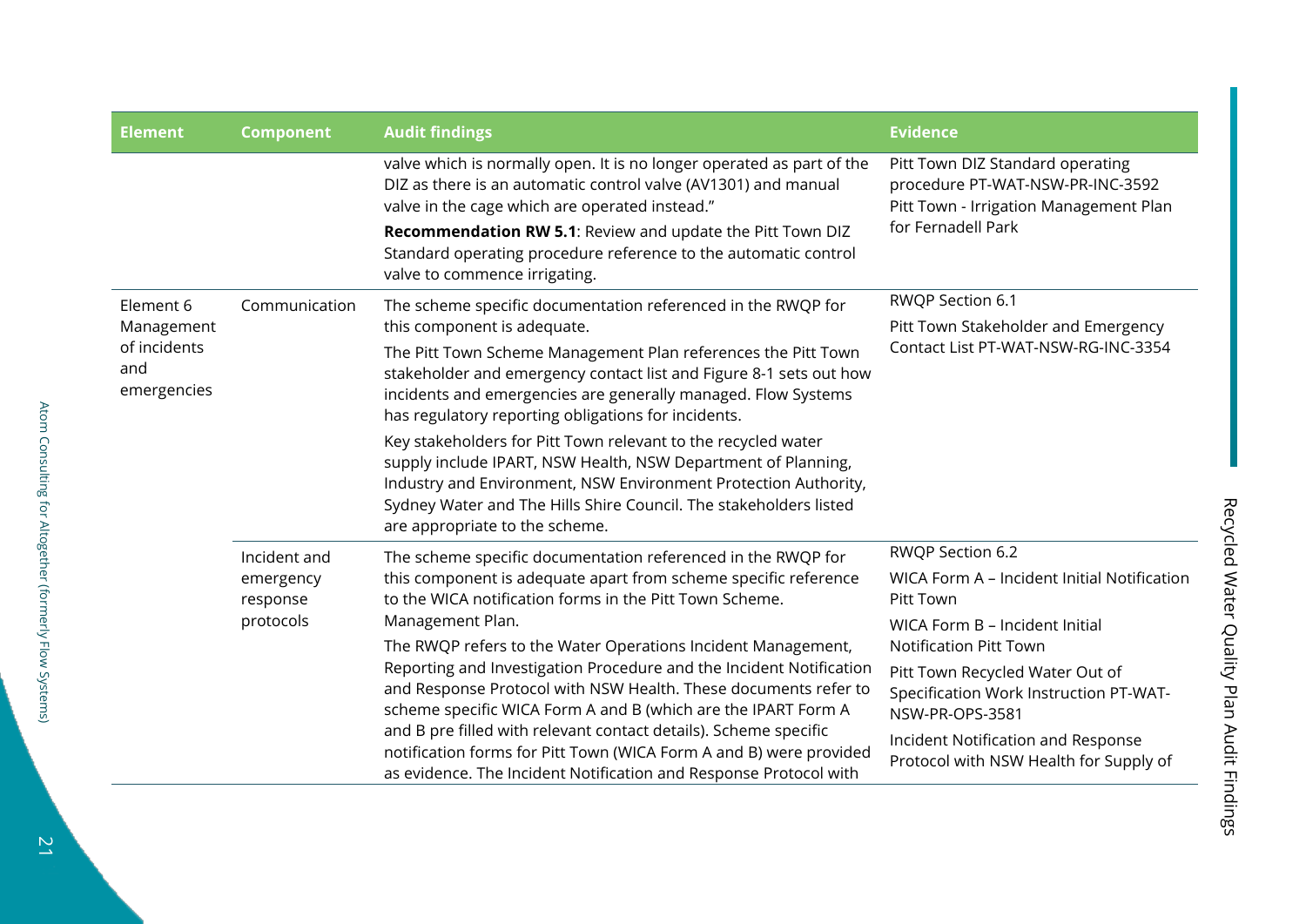| Element | Component | Audit findings | Evidence |
| --- | --- | --- | --- |
| | | valve which is normally open. It is no longer operated as part of the DIZ as there is an automatic control valve (AV1301) and manual valve in the cage which are operated instead." **Recommendation RW 5.1**: Review and update the Pitt Town DIZ Standard operating procedure reference to the automatic control valve to commence irrigating. | Pitt Town DIZ Standard operating procedure PT-WAT-NSW-PR-INC-3592 Pitt Town - Irrigation Management Plan for Fernadell Park |
| Element 6 Management of incidents and emergencies | Communication | The scheme specific documentation referenced in the RWQP for this component is adequate. The Pitt Town Scheme Management Plan references the Pitt Town stakeholder and emergency contact list and Figure 8-1 sets out how incidents and emergencies are generally managed. Flow Systems has regulatory reporting obligations for incidents. Key stakeholders for Pitt Town relevant to the recycled water supply include IPART, NSW Health, NSW Department of Planning, Industry and Environment, NSW Environment Protection Authority, Sydney Water and The Hills Shire Council. The stakeholders listed are appropriate to the scheme. | RWQP Section 6.1 Pitt Town Stakeholder and Emergency Contact List PT-WAT-NSW-RG-INC-3354 |
| | Incident and emergency response protocols | The scheme specific documentation referenced in the RWQP for this component is adequate apart from scheme specific reference to the WICA notification forms in the Pitt Town Scheme. Management Plan. The RWQP refers to the Water Operations Incident Management, Reporting and Investigation Procedure and the Incident Notification and Response Protocol with NSW Health. These documents refer to scheme specific WICA Form A and B (which are the IPART Form A and B pre filled with relevant contact details). Scheme specific notification forms for Pitt Town (WICA Form A and B) were provided as evidence. The Incident Notification and Response Protocol with | RWQP Section 6.2 WICA Form A – Incident Initial Notification Pitt Town WICA Form B – Incident Initial Notification Pitt Town Pitt Town Recycled Water Out of Specification Work Instruction PT-WAT-NSW-PR-OPS-3581 Incident Notification and Response Protocol with NSW Health for Supply of |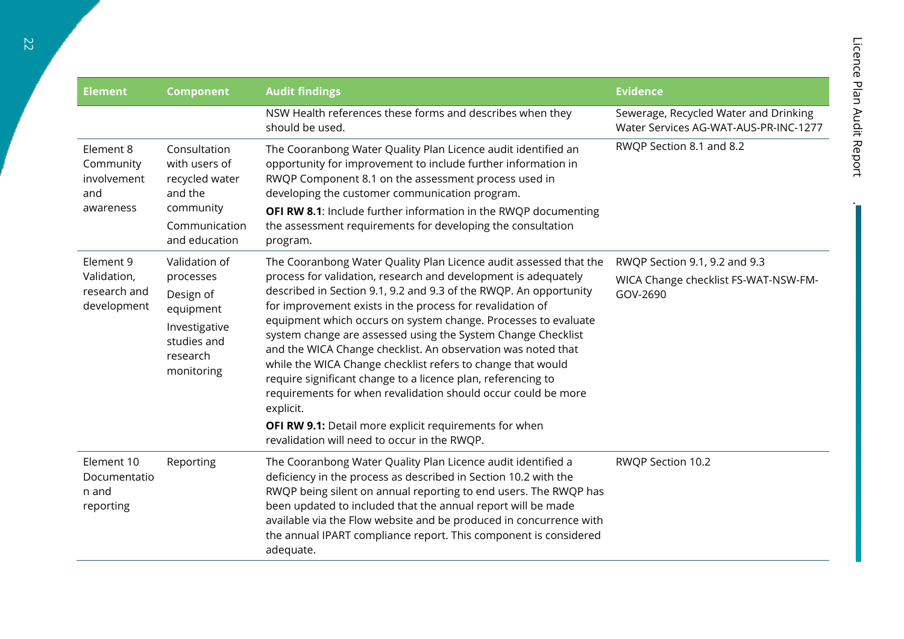| Element | Component | Audit findings | Evidence |
|---|---|---|---|
| | | NSW Health references these forms and describes when they should be used. | Sewerage, Recycled Water and Drinking Water Services AG-WAT-AUS-PR-INC-1277 |
| Element 8 Community involvement and awareness | Consultation with users of recycled water and the community<br>Communication and education | The Cooranbong Water Quality Plan Licence audit identified an opportunity for improvement to include further information in RWQP Component 8.1 on the assessment process used in developing the customer communication program.<br>**OFI RW 8.1**: Include further information in the RWQP documenting the assessment requirements for developing the consultation program. | RWQP Section 8.1 and 8.2 |
| Element 9 Validation, research and development | Validation of processes<br>Design of equipment<br>Investigative studies and research monitoring | The Cooranbong Water Quality Plan Licence audit assessed that the process for validation, research and development is adequately described in Section 9.1, 9.2 and 9.3 of the RWQP. An opportunity for improvement exists in the process for revalidation of equipment which occurs on system change. Processes to evaluate system change are assessed using the System Change Checklist and the WICA Change checklist. An observation was noted that while the WICA Change checklist refers to change that would require significant change to a licence plan, referencing to requirements for when revalidation should occur could be more explicit.<br>**OFI RW 9.1:** Detail more explicit requirements for when revalidation will need to occur in the RWQP. | RWQP Section 9.1, 9.2 and 9.3<br>WICA Change checklist FS-WAT-NSW-FM-GOV-2690 |
| Element 10 Documentation and reporting | Reporting | The Cooranbong Water Quality Plan Licence audit identified a deficiency in the process as described in Section 10.2 with the RWQP being silent on annual reporting to end users. The RWQP has been updated to included that the annual report will be made available via the Flow website and be produced in concurrence with the annual IPART compliance report. This component is considered adequate. | RWQP Section 10.2 |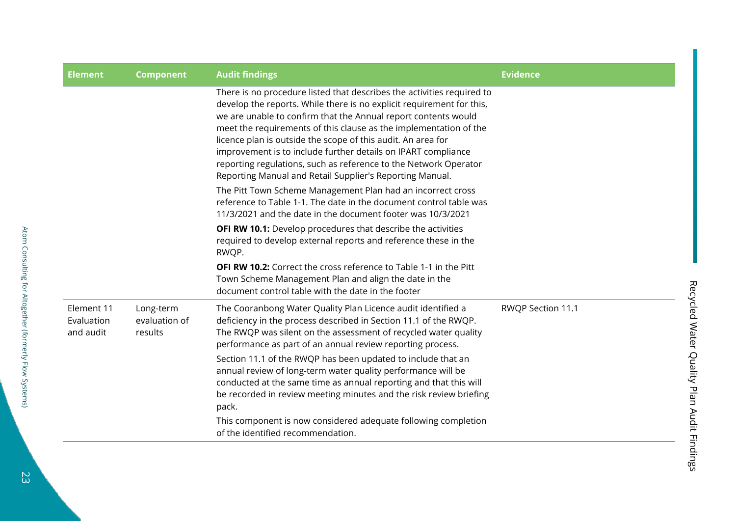| Element | Component | Audit findings | Evidence |
|---|---|---|---|
| | | There is no procedure listed that describes the activities required to develop the reports. While there is no explicit requirement for this, we are unable to confirm that the Annual report contents would meet the requirements of this clause as the implementation of the licence plan is outside the scope of this audit. An area for improvement is to include further details on IPART compliance reporting regulations, such as reference to the Network Operator Reporting Manual and Retail Supplier's Reporting Manual.<br><br>The Pitt Town Scheme Management Plan had an incorrect cross reference to Table 1-1. The date in the document control table was 11/3/2021 and the date in the document footer was 10/3/2021<br><br>**OFI RW 10.1:** Develop procedures that describe the activities required to develop external reports and reference these in the RWQP.<br><br>**OFI RW 10.2:** Correct the cross reference to Table 1-1 in the Pitt Town Scheme Management Plan and align the date in the document control table with the date in the footer | |
| Element 11 Evaluation and audit | Long-term evaluation of results | The Cooranbong Water Quality Plan Licence audit identified a deficiency in the process described in Section 11.1 of the RWQP. The RWQP was silent on the assessment of recycled water quality performance as part of an annual review reporting process.<br><br>Section 11.1 of the RWQP has been updated to include that an annual review of long-term water quality performance will be conducted at the same time as annual reporting and that this will be recorded in review meeting minutes and the risk review briefing pack.<br><br>This component is now considered adequate following completion of the identified recommendation. | RWQP Section 11.1 |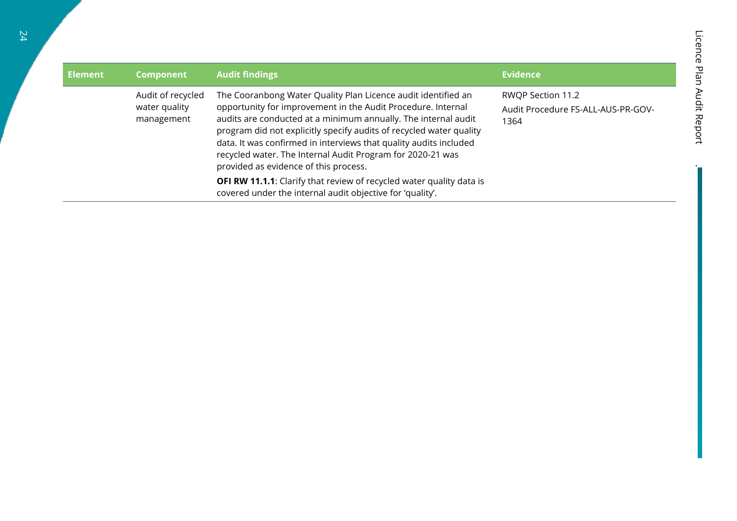| Element | Component | Audit findings | Evidence |
| --- | --- | --- | --- |
| | Audit of recycled water quality management | The Cooranbong Water Quality Plan Licence audit identified an opportunity for improvement in the Audit Procedure. Internal audits are conducted at a minimum annually. The internal audit program did not explicitly specify audits of recycled water quality data. It was confirmed in interviews that quality audits included recycled water. The Internal Audit Program for 2020-21 was provided as evidence of this process.<br><br>**OFI RW 11.1.1**: Clarify that review of recycled water quality data is covered under the internal audit objective for 'quality'. | RWQP Section 11.2<br><br>Audit Procedure FS-ALL-AUS-PR-GOV-1364 |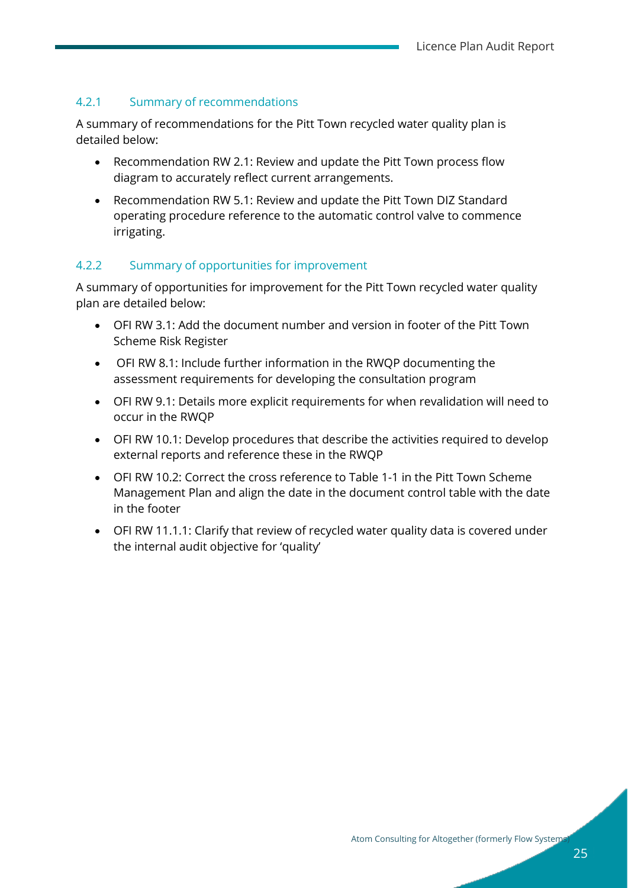### 4.2.1 Summary of recommendations

A summary of recommendations for the Pitt Town recycled water quality plan is detailed below:

- Recommendation RW 2.1: Review and update the Pitt Town process flow diagram to accurately reflect current arrangements.
- Recommendation RW 5.1: Review and update the Pitt Town DIZ Standard operating procedure reference to the automatic control valve to commence irrigating.

### 4.2.2 Summary of opportunities for improvement

A summary of opportunities for improvement for the Pitt Town recycled water quality plan are detailed below:

- OFI RW 3.1: Add the document number and version in footer of the Pitt Town Scheme Risk Register
- OFI RW 8.1: Include further information in the RWQP documenting the assessment requirements for developing the consultation program
- OFI RW 9.1: Details more explicit requirements for when revalidation will need to occur in the RWQP
- OFI RW 10.1: Develop procedures that describe the activities required to develop external reports and reference these in the RWQP
- OFI RW 10.2: Correct the cross reference to Table 1-1 in the Pitt Town Scheme Management Plan and align the date in the document control table with the date in the footer
- OFI RW 11.1.1: Clarify that review of recycled water quality data is covered under the internal audit objective for 'quality'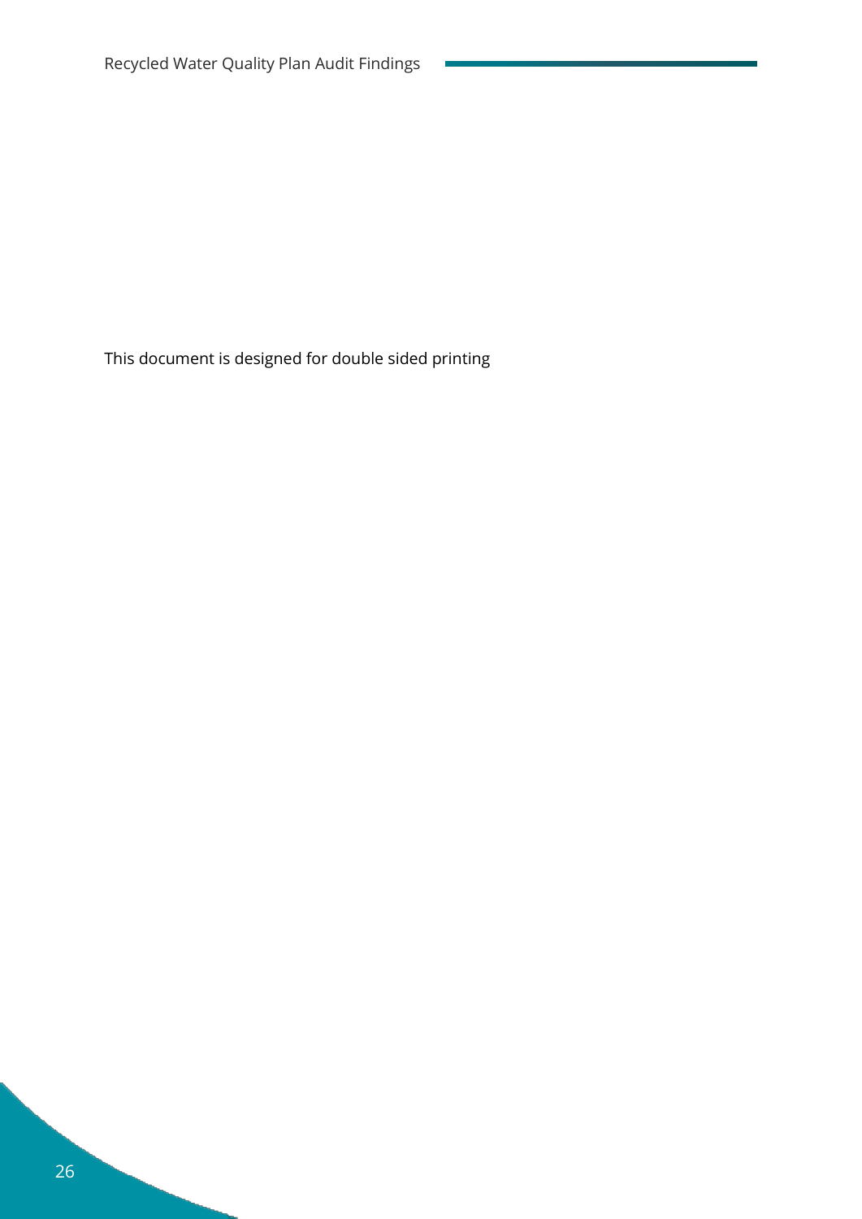This document is designed for double sided printing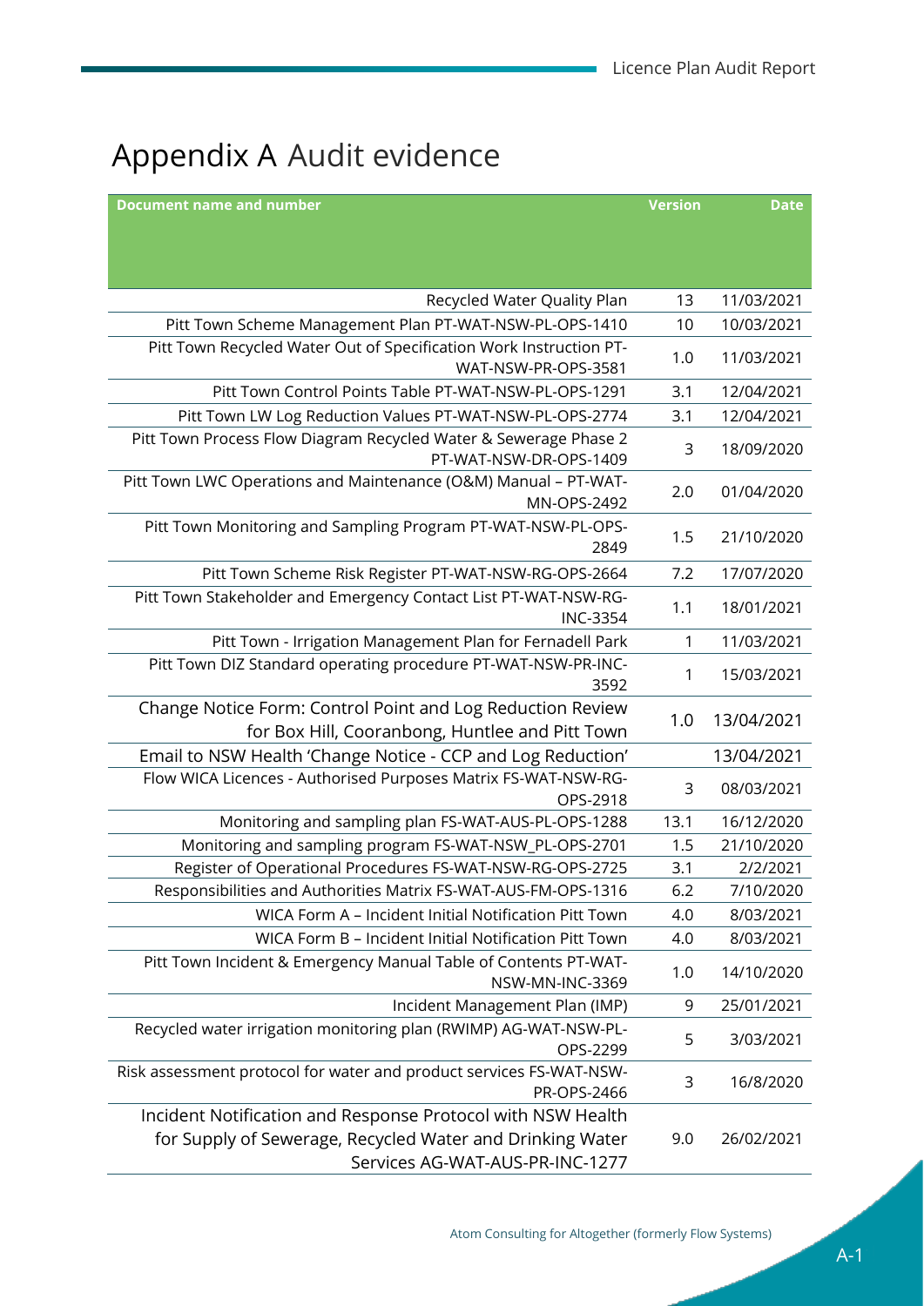# Appendix A Audit evidence

| Document name and number | Version | Date |
|---|---|---|
| Recycled Water Quality Plan | 13 | 11/03/2021 |
| Pitt Town Scheme Management Plan PT-WAT-NSW-PL-OPS-1410 | 10 | 10/03/2021 |
| Pitt Town Recycled Water Out of Specification Work Instruction PT-WAT-NSW-PR-OPS-3581 | 1.0 | 11/03/2021 |
| Pitt Town Control Points Table PT-WAT-NSW-PL-OPS-1291 | 3.1 | 12/04/2021 |
| Pitt Town LW Log Reduction Values PT-WAT-NSW-PL-OPS-2774 | 3.1 | 12/04/2021 |
| Pitt Town Process Flow Diagram Recycled Water & Sewerage Phase 2 PT-WAT-NSW-DR-OPS-1409 | 3 | 18/09/2020 |
| Pitt Town LWC Operations and Maintenance (O&M) Manual – PT-WAT-MN-OPS-2492 | 2.0 | 01/04/2020 |
| Pitt Town Monitoring and Sampling Program PT-WAT-NSW-PL-OPS-2849 | 1.5 | 21/10/2020 |
| Pitt Town Scheme Risk Register PT-WAT-NSW-RG-OPS-2664 | 7.2 | 17/07/2020 |
| Pitt Town Stakeholder and Emergency Contact List PT-WAT-NSW-RG-INC-3354 | 1.1 | 18/01/2021 |
| Pitt Town - Irrigation Management Plan for Fernadell Park | 1 | 11/03/2021 |
| Pitt Town DIZ Standard operating procedure PT-WAT-NSW-PR-INC-3592 | 1 | 15/03/2021 |
| Change Notice Form: Control Point and Log Reduction Review for Box Hill, Cooranbong, Huntlee and Pitt Town | 1.0 | 13/04/2021 |
| Email to NSW Health 'Change Notice - CCP and Log Reduction' | | 13/04/2021 |
| Flow WICA Licences - Authorised Purposes Matrix FS-WAT-NSW-RG-OPS-2918 | 3 | 08/03/2021 |
| Monitoring and sampling plan FS-WAT-AUS-PL-OPS-1288 | 13.1 | 16/12/2020 |
| Monitoring and sampling program FS-WAT-NSW_PL-OPS-2701 | 1.5 | 21/10/2020 |
| Register of Operational Procedures FS-WAT-NSW-RG-OPS-2725 | 3.1 | 2/2/2021 |
| Responsibilities and Authorities Matrix FS-WAT-AUS-FM-OPS-1316 | 6.2 | 7/10/2020 |
| WICA Form A – Incident Initial Notification Pitt Town | 4.0 | 8/03/2021 |
| WICA Form B – Incident Initial Notification Pitt Town | 4.0 | 8/03/2021 |
| Pitt Town Incident & Emergency Manual Table of Contents PT-WAT-NSW-MN-INC-3369 | 1.0 | 14/10/2020 |
| Incident Management Plan (IMP) | 9 | 25/01/2021 |
| Recycled water irrigation monitoring plan (RWIMP) AG-WAT-NSW-PL-OPS-2299 | 5 | 3/03/2021 |
| Risk assessment protocol for water and product services FS-WAT-NSW-PR-OPS-2466 | 3 | 16/8/2020 |
| Incident Notification and Response Protocol with NSW Health for Supply of Sewerage, Recycled Water and Drinking Water Services AG-WAT-AUS-PR-INC-1277 | 9.0 | 26/02/2021 |